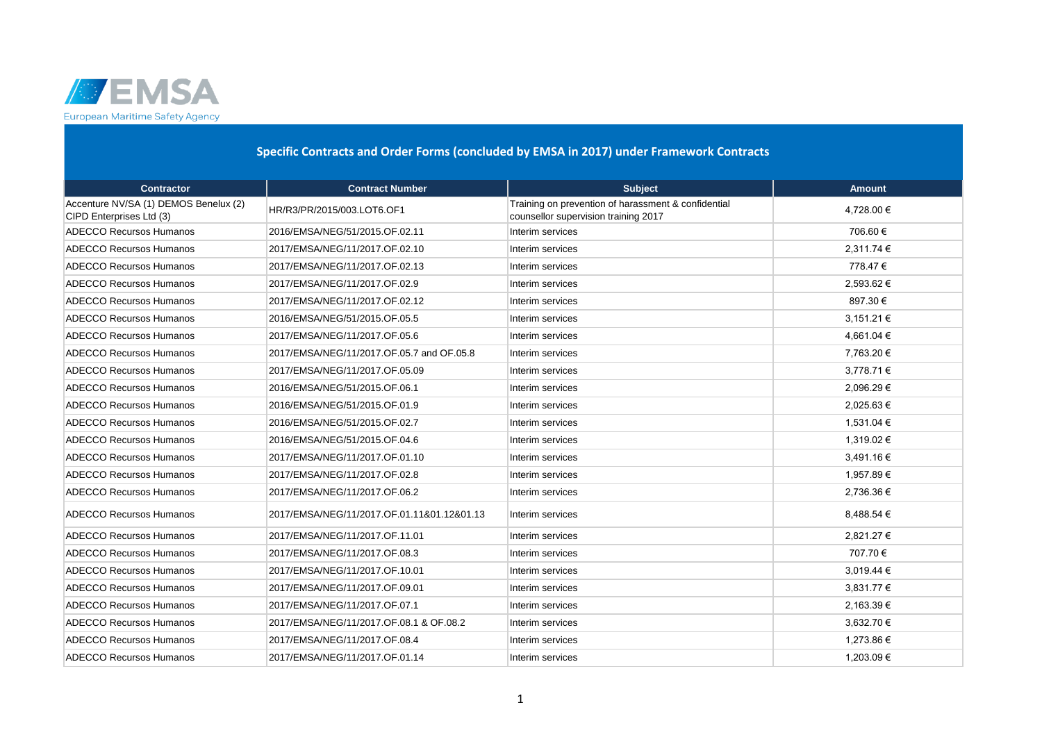EMSA

European Maritime Safety Agency

# Specific Contracts and Order Forms (concluded by EMSA in 2017) under Framework Contracts

| Contractor | Contract Number | Subject | Amount |
|---|---|---|---|
| Accenture NV/SA (1) DEMOS Benelux (2) CIPD Enterprises Ltd (3) | HR/R3/PR/2015/003.LOT6.OF1 | Training on prevention of harassment & confidential counsellor supervision training 2017 | 4,728.00 € |
| ADECCO Recursos Humanos | 2016/EMSA/NEG/51/2015.OF.02.11 | Interim services | 706.60 € |
| ADECCO Recursos Humanos | 2017/EMSA/NEG/11/2017.OF.02.10 | Interim services | 2,311.74 € |
| ADECCO Recursos Humanos | 2017/EMSA/NEG/11/2017.OF.02.13 | Interim services | 778.47 € |
| ADECCO Recursos Humanos | 2017/EMSA/NEG/11/2017.OF.02.9 | Interim services | 2,593.62 € |
| ADECCO Recursos Humanos | 2017/EMSA/NEG/11/2017.OF.02.12 | Interim services | 897.30 € |
| ADECCO Recursos Humanos | 2016/EMSA/NEG/51/2015.OF.05.5 | Interim services | 3,151.21 € |
| ADECCO Recursos Humanos | 2017/EMSA/NEG/11/2017.OF.05.6 | Interim services | 4,661.04 € |
| ADECCO Recursos Humanos | 2017/EMSA/NEG/11/2017.OF.05.7 and OF.05.8 | Interim services | 7,763.20 € |
| ADECCO Recursos Humanos | 2017/EMSA/NEG/11/2017.OF.05.09 | Interim services | 3,778.71 € |
| ADECCO Recursos Humanos | 2016/EMSA/NEG/51/2015.OF.06.1 | Interim services | 2,096.29 € |
| ADECCO Recursos Humanos | 2016/EMSA/NEG/51/2015.OF.01.9 | Interim services | 2,025.63 € |
| ADECCO Recursos Humanos | 2016/EMSA/NEG/51/2015.OF.02.7 | Interim services | 1,531.04 € |
| ADECCO Recursos Humanos | 2016/EMSA/NEG/51/2015.OF.04.6 | Interim services | 1,319.02 € |
| ADECCO Recursos Humanos | 2017/EMSA/NEG/11/2017.OF.01.10 | Interim services | 3,491.16 € |
| ADECCO Recursos Humanos | 2017/EMSA/NEG/11/2017.OF.02.8 | Interim services | 1,957.89 € |
| ADECCO Recursos Humanos | 2017/EMSA/NEG/11/2017.OF.06.2 | Interim services | 2,736.36 € |
| ADECCO Recursos Humanos | 2017/EMSA/NEG/11/2017.OF.01.11&01.12&01.13 | Interim services | 8,488.54 € |
| ADECCO Recursos Humanos | 2017/EMSA/NEG/11/2017.OF.11.01 | Interim services | 2,821.27 € |
| ADECCO Recursos Humanos | 2017/EMSA/NEG/11/2017.OF.08.3 | Interim services | 707.70 € |
| ADECCO Recursos Humanos | 2017/EMSA/NEG/11/2017.OF.10.01 | Interim services | 3,019.44 € |
| ADECCO Recursos Humanos | 2017/EMSA/NEG/11/2017.OF.09.01 | Interim services | 3,831.77 € |
| ADECCO Recursos Humanos | 2017/EMSA/NEG/11/2017.OF.07.1 | Interim services | 2,163.39 € |
| ADECCO Recursos Humanos | 2017/EMSA/NEG/11/2017.OF.08.1 & OF.08.2 | Interim services | 3,632.70 € |
| ADECCO Recursos Humanos | 2017/EMSA/NEG/11/2017.OF.08.4 | Interim services | 1,273.86 € |
| ADECCO Recursos Humanos | 2017/EMSA/NEG/11/2017.OF.01.14 | Interim services | 1,203.09 € |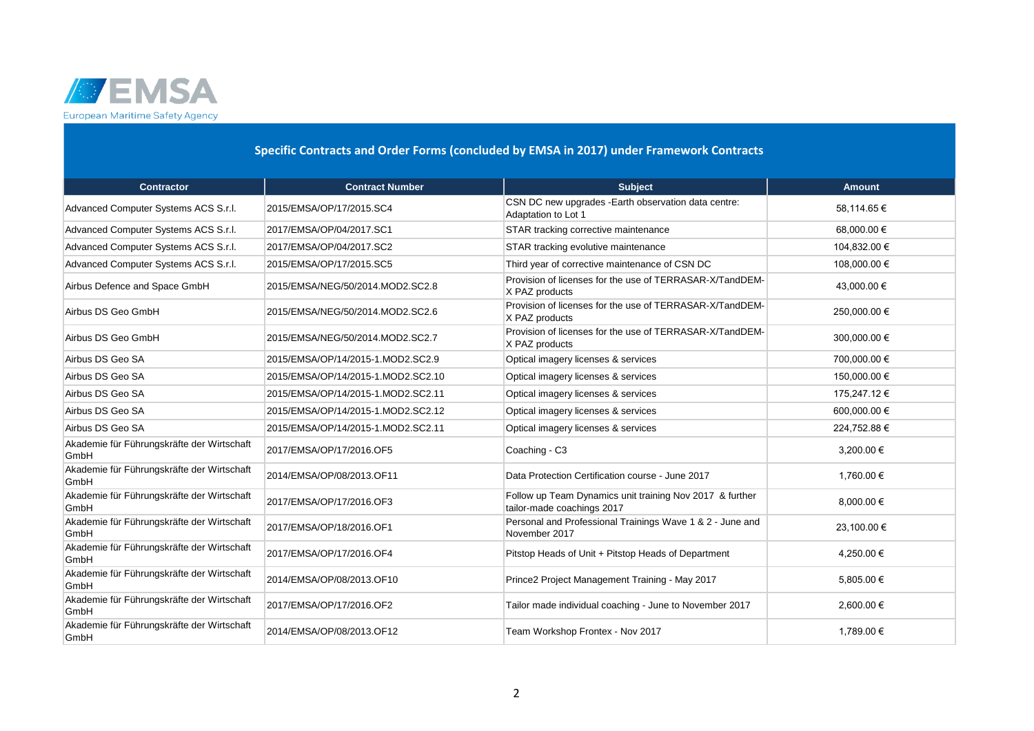EMSA

European Maritime Safety Agency

## Specific Contracts and Order Forms (concluded by EMSA in 2017) under Framework Contracts

| Contractor | Contract Number | Subject | Amount |
|---|---|---|---|
| Advanced Computer Systems ACS S.r.l. | 2015/EMSA/OP/17/2015.SC4 | CSN DC new upgrades -Earth observation data centre: Adaptation to Lot 1 | 58,114.65 € |
| Advanced Computer Systems ACS S.r.l. | 2017/EMSA/OP/04/2017.SC1 | STAR tracking corrective maintenance | 68,000.00 € |
| Advanced Computer Systems ACS S.r.l. | 2017/EMSA/OP/04/2017.SC2 | STAR tracking evolutive maintenance | 104,832.00 € |
| Advanced Computer Systems ACS S.r.l. | 2015/EMSA/OP/17/2015.SC5 | Third year of corrective maintenance of CSN DC | 108,000.00 € |
| Airbus Defence and Space GmbH | 2015/EMSA/NEG/50/2014.MOD2.SC2.8 | Provision of licenses for the use of TERRASAR-X/TandDEM-X PAZ products | 43,000.00 € |
| Airbus DS Geo GmbH | 2015/EMSA/NEG/50/2014.MOD2.SC2.6 | Provision of licenses for the use of TERRASAR-X/TandDEM-X PAZ products | 250,000.00 € |
| Airbus DS Geo GmbH | 2015/EMSA/NEG/50/2014.MOD2.SC2.7 | Provision of licenses for the use of TERRASAR-X/TandDEM-X PAZ products | 300,000.00 € |
| Airbus DS Geo SA | 2015/EMSA/OP/14/2015-1.MOD2.SC2.9 | Optical imagery licenses & services | 700,000.00 € |
| Airbus DS Geo SA | 2015/EMSA/OP/14/2015-1.MOD2.SC2.10 | Optical imagery licenses & services | 150,000.00 € |
| Airbus DS Geo SA | 2015/EMSA/OP/14/2015-1.MOD2.SC2.11 | Optical imagery licenses & services | 175,247.12 € |
| Airbus DS Geo SA | 2015/EMSA/OP/14/2015-1.MOD2.SC2.12 | Optical imagery licenses & services | 600,000.00 € |
| Airbus DS Geo SA | 2015/EMSA/OP/14/2015-1.MOD2.SC2.11 | Optical imagery licenses & services | 224,752.88 € |
| Akademie für Führungskräfte der Wirtschaft GmbH | 2017/EMSA/OP/17/2016.OF5 | Coaching - C3 | 3,200.00 € |
| Akademie für Führungskräfte der Wirtschaft GmbH | 2014/EMSA/OP/08/2013.OF11 | Data Protection Certification course - June 2017 | 1,760.00 € |
| Akademie für Führungskräfte der Wirtschaft GmbH | 2017/EMSA/OP/17/2016.OF3 | Follow up Team Dynamics unit training Nov 2017 & further tailor-made coachings 2017 | 8,000.00 € |
| Akademie für Führungskräfte der Wirtschaft GmbH | 2017/EMSA/OP/18/2016.OF1 | Personal and Professional Trainings Wave 1 & 2 - June and November 2017 | 23,100.00 € |
| Akademie für Führungskräfte der Wirtschaft GmbH | 2017/EMSA/OP/17/2016.OF4 | Pitstop Heads of Unit + Pitstop Heads of Department | 4,250.00 € |
| Akademie für Führungskräfte der Wirtschaft GmbH | 2014/EMSA/OP/08/2013.OF10 | Prince2 Project Management Training - May 2017 | 5,805.00 € |
| Akademie für Führungskräfte der Wirtschaft GmbH | 2017/EMSA/OP/17/2016.OF2 | Tailor made individual coaching - June to November 2017 | 2,600.00 € |
| Akademie für Führungskräfte der Wirtschaft GmbH | 2014/EMSA/OP/08/2013.OF12 | Team Workshop Frontex - Nov 2017 | 1,789.00 € |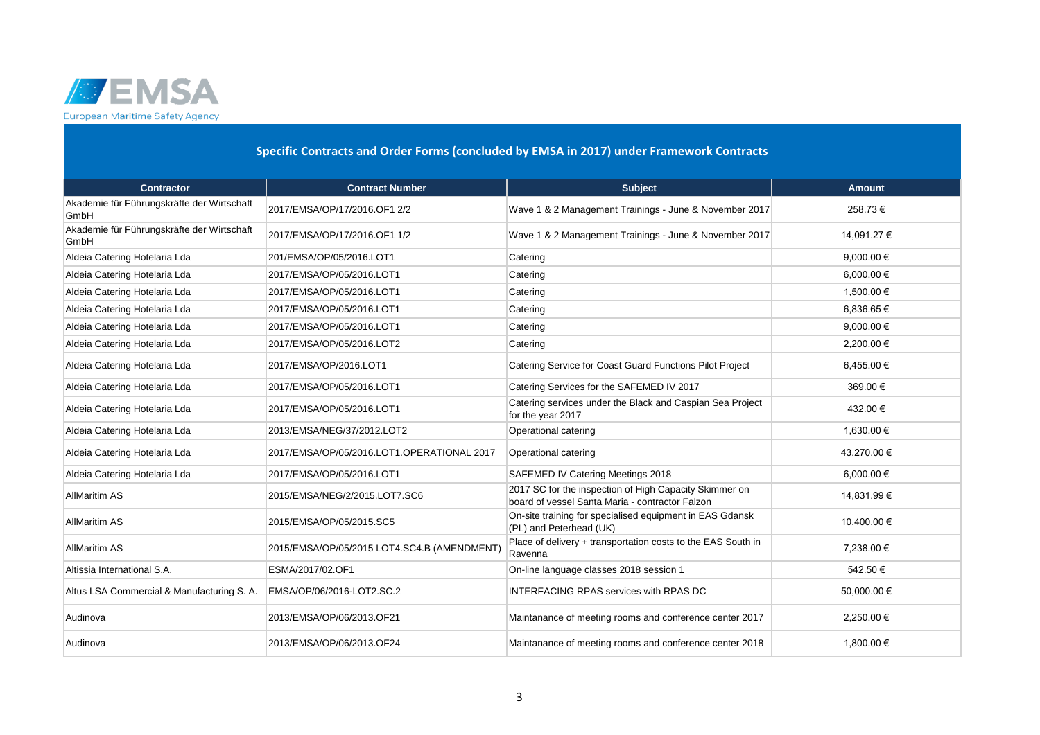EMSA

European Maritime Safety Agency

## Specific Contracts and Order Forms (concluded by EMSA in 2017) under Framework Contracts

| Contractor | Contract Number | Subject | Amount |
|---|---|---|---|
| Akademie für Führungskräfte der Wirtschaft GmbH | 2017/EMSA/OP/17/2016.OF1 2/2 | Wave 1 & 2 Management Trainings - June & November 2017 | 258.73 € |
| Akademie für Führungskräfte der Wirtschaft GmbH | 2017/EMSA/OP/17/2016.OF1 1/2 | Wave 1 & 2 Management Trainings - June & November 2017 | 14,091.27 € |
| Aldeia Catering Hotelaria Lda | 201/EMSA/OP/05/2016.LOT1 | Catering | 9,000.00 € |
| Aldeia Catering Hotelaria Lda | 2017/EMSA/OP/05/2016.LOT1 | Catering | 6,000.00 € |
| Aldeia Catering Hotelaria Lda | 2017/EMSA/OP/05/2016.LOT1 | Catering | 1,500.00 € |
| Aldeia Catering Hotelaria Lda | 2017/EMSA/OP/05/2016.LOT1 | Catering | 6,836.65 € |
| Aldeia Catering Hotelaria Lda | 2017/EMSA/OP/05/2016.LOT1 | Catering | 9,000.00 € |
| Aldeia Catering Hotelaria Lda | 2017/EMSA/OP/05/2016.LOT2 | Catering | 2,200.00 € |
| Aldeia Catering Hotelaria Lda | 2017/EMSA/OP/2016.LOT1 | Catering Service for Coast Guard Functions Pilot Project | 6,455.00 € |
| Aldeia Catering Hotelaria Lda | 2017/EMSA/OP/05/2016.LOT1 | Catering Services for the SAFEMED IV 2017 | 369.00 € |
| Aldeia Catering Hotelaria Lda | 2017/EMSA/OP/05/2016.LOT1 | Catering services under the Black and Caspian Sea Project for the year 2017 | 432.00 € |
| Aldeia Catering Hotelaria Lda | 2013/EMSA/NEG/37/2012.LOT2 | Operational catering | 1,630.00 € |
| Aldeia Catering Hotelaria Lda | 2017/EMSA/OP/05/2016.LOT1.OPERATIONAL 2017 | Operational catering | 43,270.00 € |
| Aldeia Catering Hotelaria Lda | 2017/EMSA/OP/05/2016.LOT1 | SAFEMED IV Catering Meetings 2018 | 6,000.00 € |
| AllMaritim AS | 2015/EMSA/NEG/2/2015.LOT7.SC6 | 2017 SC for the inspection of High Capacity Skimmer on board of vessel Santa Maria - contractor Falzon | 14,831.99 € |
| AllMaritim AS | 2015/EMSA/OP/05/2015.SC5 | On-site training for specialised equipment in EAS Gdansk (PL) and Peterhead (UK) | 10,400.00 € |
| AllMaritim AS | 2015/EMSA/OP/05/2015 LOT4.SC4.B (AMENDMENT) | Place of delivery + transportation costs to the EAS South in Ravenna | 7,238.00 € |
| Altissia International S.A. | ESMA/2017/02.OF1 | On-line language classes 2018 session 1 | 542.50 € |
| Altus LSA Commercial & Manufacturing S. A. | EMSA/OP/06/2016-LOT2.SC.2 | INTERFACING RPAS services with RPAS DC | 50,000.00 € |
| Audinova | 2013/EMSA/OP/06/2013.OF21 | Maintanance of meeting rooms and conference center 2017 | 2,250.00 € |
| Audinova | 2013/EMSA/OP/06/2013.OF24 | Maintanance of meeting rooms and conference center 2018 | 1,800.00 € |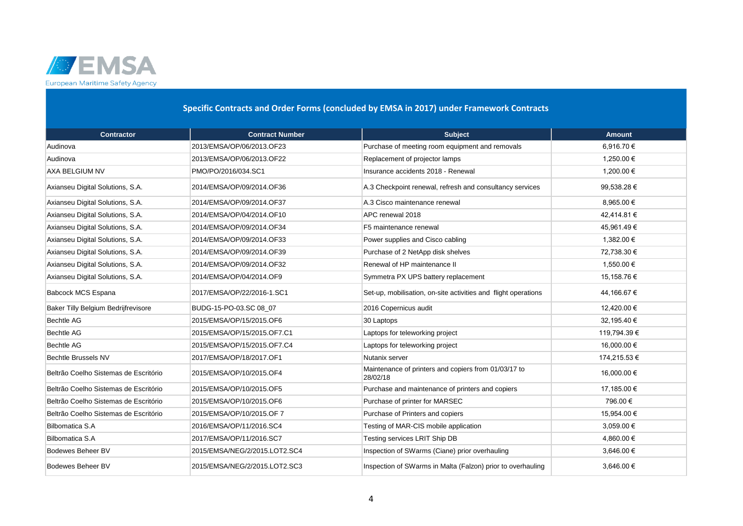European Maritime Safety Agency

## Specific Contracts and Order Forms (concluded by EMSA in 2017) under Framework Contracts

| Contractor | Contract Number | Subject | Amount |
|---|---|---|---|
| Audinova | 2013/EMSA/OP/06/2013.OF23 | Purchase of meeting room equipment and removals | 6,916.70 € |
| Audinova | 2013/EMSA/OP/06/2013.OF22 | Replacement of projector lamps | 1,250.00 € |
| AXA BELGIUM NV | PMO/PO/2016/034.SC1 | Insurance accidents 2018 - Renewal | 1,200.00 € |
| Axianseu Digital Solutions, S.A. | 2014/EMSA/OP/09/2014.OF36 | A.3 Checkpoint renewal, refresh and consultancy services | 99,538.28 € |
| Axianseu Digital Solutions, S.A. | 2014/EMSA/OP/09/2014.OF37 | A.3 Cisco maintenance renewal | 8,965.00 € |
| Axianseu Digital Solutions, S.A. | 2014/EMSA/OP/04/2014.OF10 | APC renewal 2018 | 42,414.81 € |
| Axianseu Digital Solutions, S.A. | 2014/EMSA/OP/09/2014.OF34 | F5 maintenance renewal | 45,961.49 € |
| Axianseu Digital Solutions, S.A. | 2014/EMSA/OP/09/2014.OF33 | Power supplies and Cisco cabling | 1,382.00 € |
| Axianseu Digital Solutions, S.A. | 2014/EMSA/OP/09/2014.OF39 | Purchase of 2 NetApp disk shelves | 72,738.30 € |
| Axianseu Digital Solutions, S.A. | 2014/EMSA/OP/09/2014.OF32 | Renewal of HP maintenance II | 1,550.00 € |
| Axianseu Digital Solutions, S.A. | 2014/EMSA/OP/04/2014.OF9 | Symmetra PX UPS battery replacement | 15,158.76 € |
| Babcock MCS Espana | 2017/EMSA/OP/22/2016-1.SC1 | Set-up, mobilisation, on-site activities and flight operations | 44,166.67 € |
| Baker Tilly Belgium Bedrijfrevisore | BUDG-15-PO-03.SC 08_07 | 2016 Copernicus audit | 12,420.00 € |
| Bechtle AG | 2015/EMSA/OP/15/2015.OF6 | 30 Laptops | 32,195.40 € |
| Bechtle AG | 2015/EMSA/OP/15/2015.OF7.C1 | Laptops for teleworking project | 119,794.39 € |
| Bechtle AG | 2015/EMSA/OP/15/2015.OF7.C4 | Laptops for teleworking project | 16,000.00 € |
| Bechtle Brussels NV | 2017/EMSA/OP/18/2017.OF1 | Nutanix server | 174,215.53 € |
| Beltrão Coelho Sistemas de Escritório | 2015/EMSA/OP/10/2015.OF4 | Maintenance of printers and copiers from 01/03/17 to 28/02/18 | 16,000.00 € |
| Beltrão Coelho Sistemas de Escritório | 2015/EMSA/OP/10/2015.OF5 | Purchase and maintenance of printers and copiers | 17,185.00 € |
| Beltrão Coelho Sistemas de Escritório | 2015/EMSA/OP/10/2015.OF6 | Purchase of printer for MARSEC | 796.00 € |
| Beltrão Coelho Sistemas de Escritório | 2015/EMSA/OP/10/2015.OF 7 | Purchase of Printers and copiers | 15,954.00 € |
| Bilbomatica S.A | 2016/EMSA/OP/11/2016.SC4 | Testing of MAR-CIS mobile application | 3,059.00 € |
| Bilbomatica S.A | 2017/EMSA/OP/11/2016.SC7 | Testing services LRIT Ship DB | 4,860.00 € |
| Bodewes Beheer BV | 2015/EMSA/NEG/2/2015.LOT2.SC4 | Inspection of SWarms (Ciane) prior overhauling | 3,646.00 € |
| Bodewes Beheer BV | 2015/EMSA/NEG/2/2015.LOT2.SC3 | Inspection of SWarms in Malta (Falzon) prior to overhauling | 3,646.00 € |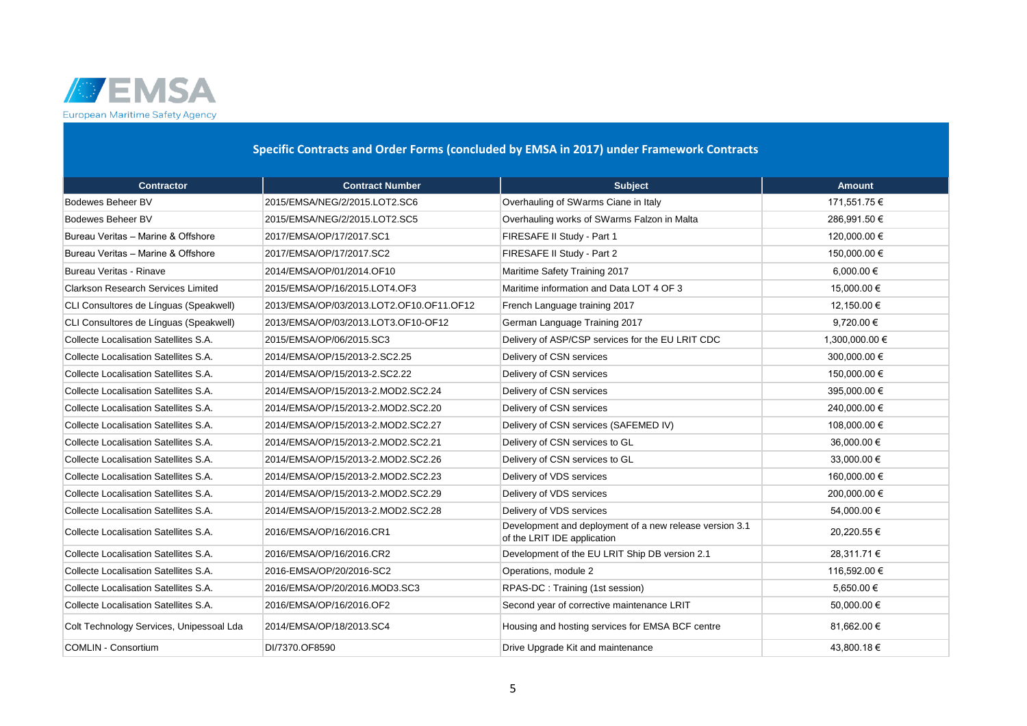## Specific Contracts and Order Forms (concluded by EMSA in 2017) under Framework Contracts

| Contractor | Contract Number | Subject | Amount |
|---|---|---|---|
| Bodewes Beheer BV | 2015/EMSA/NEG/2/2015.LOT2.SC6 | Overhauling of SWarms Ciane in Italy | 171,551.75 € |
| Bodewes Beheer BV | 2015/EMSA/NEG/2/2015.LOT2.SC5 | Overhauling works of SWarms Falzon in Malta | 286,991.50 € |
| Bureau Veritas – Marine & Offshore | 2017/EMSA/OP/17/2017.SC1 | FIRESAFE II Study - Part 1 | 120,000.00 € |
| Bureau Veritas – Marine & Offshore | 2017/EMSA/OP/17/2017.SC2 | FIRESAFE II Study - Part 2 | 150,000.00 € |
| Bureau Veritas - Rinave | 2014/EMSA/OP/01/2014.OF10 | Maritime Safety Training 2017 | 6,000.00 € |
| Clarkson Research Services Limited | 2015/EMSA/OP/16/2015.LOT4.OF3 | Maritime information and Data LOT 4 OF 3 | 15,000.00 € |
| CLI Consultores de Línguas (Speakwell) | 2013/EMSA/OP/03/2013.LOT2.OF10.OF11.OF12 | French Language training 2017 | 12,150.00 € |
| CLI Consultores de Línguas (Speakwell) | 2013/EMSA/OP/03/2013.LOT3.OF10-OF12 | German Language Training 2017 | 9,720.00 € |
| Collecte Localisation Satellites S.A. | 2015/EMSA/OP/06/2015.SC3 | Delivery of ASP/CSP services for the EU LRIT CDC | 1,300,000.00 € |
| Collecte Localisation Satellites S.A. | 2014/EMSA/OP/15/2013-2.SC2.25 | Delivery of CSN services | 300,000.00 € |
| Collecte Localisation Satellites S.A. | 2014/EMSA/OP/15/2013-2.SC2.22 | Delivery of CSN services | 150,000.00 € |
| Collecte Localisation Satellites S.A. | 2014/EMSA/OP/15/2013-2.MOD2.SC2.24 | Delivery of CSN services | 395,000.00 € |
| Collecte Localisation Satellites S.A. | 2014/EMSA/OP/15/2013-2.MOD2.SC2.20 | Delivery of CSN services | 240,000.00 € |
| Collecte Localisation Satellites S.A. | 2014/EMSA/OP/15/2013-2.MOD2.SC2.27 | Delivery of CSN services (SAFEMED IV) | 108,000.00 € |
| Collecte Localisation Satellites S.A. | 2014/EMSA/OP/15/2013-2.MOD2.SC2.21 | Delivery of CSN services to GL | 36,000.00 € |
| Collecte Localisation Satellites S.A. | 2014/EMSA/OP/15/2013-2.MOD2.SC2.26 | Delivery of CSN services to GL | 33,000.00 € |
| Collecte Localisation Satellites S.A. | 2014/EMSA/OP/15/2013-2.MOD2.SC2.23 | Delivery of VDS services | 160,000.00 € |
| Collecte Localisation Satellites S.A. | 2014/EMSA/OP/15/2013-2.MOD2.SC2.29 | Delivery of VDS services | 200,000.00 € |
| Collecte Localisation Satellites S.A. | 2014/EMSA/OP/15/2013-2.MOD2.SC2.28 | Delivery of VDS services | 54,000.00 € |
| Collecte Localisation Satellites S.A. | 2016/EMSA/OP/16/2016.CR1 | Development and deployment of a new release version 3.1 of the LRIT IDE application | 20,220.55 € |
| Collecte Localisation Satellites S.A. | 2016/EMSA/OP/16/2016.CR2 | Development of the EU LRIT Ship DB version 2.1 | 28,311.71 € |
| Collecte Localisation Satellites S.A. | 2016-EMSA/OP/20/2016-SC2 | Operations, module 2 | 116,592.00 € |
| Collecte Localisation Satellites S.A. | 2016/EMSA/OP/20/2016.MOD3.SC3 | RPAS-DC : Training (1st session) | 5,650.00 € |
| Collecte Localisation Satellites S.A. | 2016/EMSA/OP/16/2016.OF2 | Second year of corrective maintenance LRIT | 50,000.00 € |
| Colt Technology Services, Unipessoal Lda | 2014/EMSA/OP/18/2013.SC4 | Housing and hosting services for EMSA BCF centre | 81,662.00 € |
| COMLIN - Consortium | DI/7370.OF8590 | Drive Upgrade Kit and maintenance | 43,800.18 € |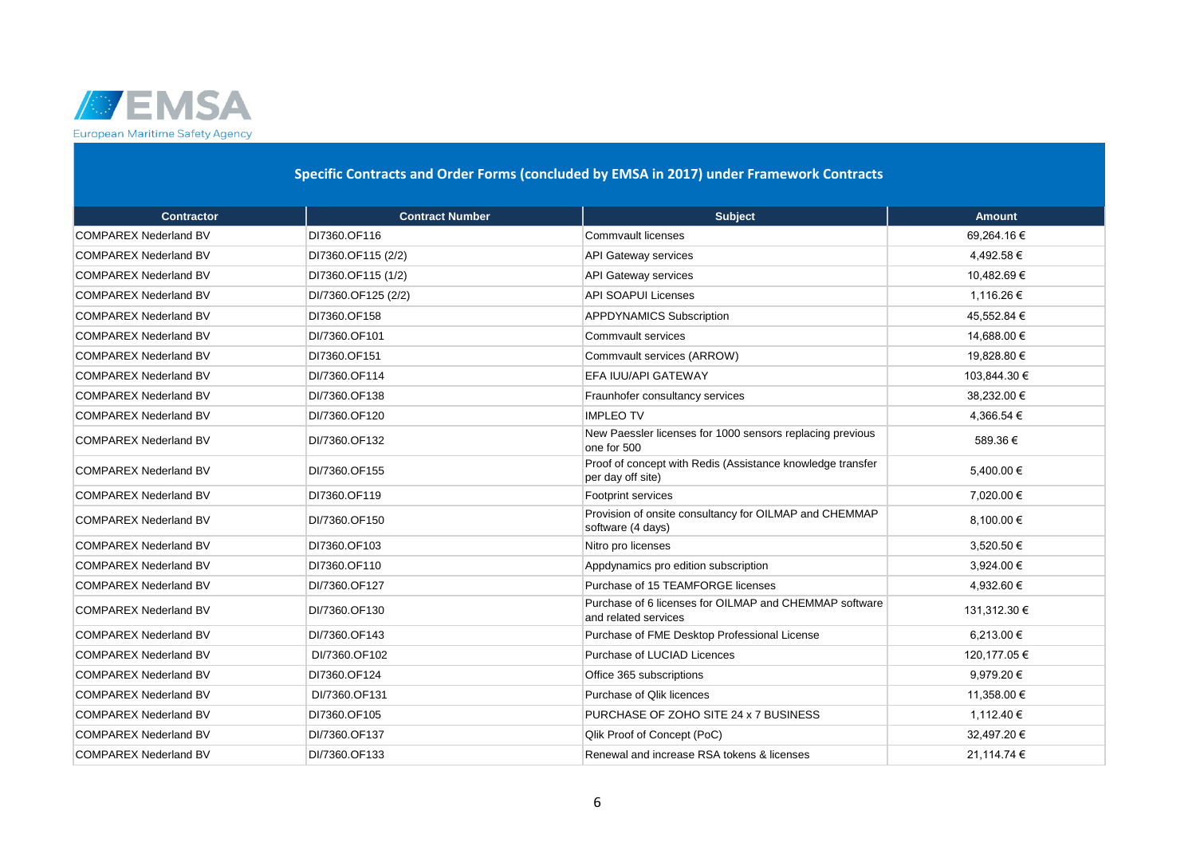European Maritime Safety Agency

## Specific Contracts and Order Forms (concluded by EMSA in 2017) under Framework Contracts

| Contractor | Contract Number | Subject | Amount |
|---|---|---|---|
| COMPAREX Nederland BV | DI7360.OF116 | Commvault licenses | 69,264.16 € |
| COMPAREX Nederland BV | DI7360.OF115 (2/2) | API Gateway services | 4,492.58 € |
| COMPAREX Nederland BV | DI7360.OF115 (1/2) | API Gateway services | 10,482.69 € |
| COMPAREX Nederland BV | DI/7360.OF125 (2/2) | API SOAPUI Licenses | 1,116.26 € |
| COMPAREX Nederland BV | DI7360.OF158 | APPDYNAMICS Subscription | 45,552.84 € |
| COMPAREX Nederland BV | DI/7360.OF101 | Commvault services | 14,688.00 € |
| COMPAREX Nederland BV | DI7360.OF151 | Commvault services (ARROW) | 19,828.80 € |
| COMPAREX Nederland BV | DI/7360.OF114 | EFA IUU/API GATEWAY | 103,844.30 € |
| COMPAREX Nederland BV | DI/7360.OF138 | Fraunhofer consultancy services | 38,232.00 € |
| COMPAREX Nederland BV | DI/7360.OF120 | IMPLEO TV | 4,366.54 € |
| COMPAREX Nederland BV | DI/7360.OF132 | New Paessler licenses for 1000 sensors replacing previous one for 500 | 589.36 € |
| COMPAREX Nederland BV | DI/7360.OF155 | Proof of concept with Redis (Assistance knowledge transfer per day off site) | 5,400.00 € |
| COMPAREX Nederland BV | DI7360.OF119 | Footprint services | 7,020.00 € |
| COMPAREX Nederland BV | DI7360.OF150 | Provision of onsite consultancy for OILMAP and CHEMMAP software (4 days) | 8,100.00 € |
| COMPAREX Nederland BV | DI7360.OF103 | Nitro pro licenses | 3,520.50 € |
| COMPAREX Nederland BV | DI/7360.OF110 | Appdynamics pro edition subscription | 3,924.00 € |
| COMPAREX Nederland BV | DI/7360.OF127 | Purchase of 15 TEAMFORGE licenses | 4,932.60 € |
| COMPAREX Nederland BV | DI/7360.OF130 | Purchase of 6 licenses for OILMAP and CHEMMAP software and related services | 131,312.30 € |
| COMPAREX Nederland BV | DI/7360.OF143 | Purchase of FME Desktop Professional License | 6,213.00 € |
| COMPAREX Nederland BV | DI/7360.OF102 | Purchase of LUCIAD Licences | 120,177.05 € |
| COMPAREX Nederland BV | DI7360.OF124 | Office 365 subscriptions | 9,979.20 € |
| COMPAREX Nederland BV | DI/7360.OF131 | Purchase of Qlik licences | 11,358.00 € |
| COMPAREX Nederland BV | DI7360.OF105 | PURCHASE OF ZOHO SITE 24 x 7 BUSINESS | 1,112.40 € |
| COMPAREX Nederland BV | DI/7360.OF137 | Qlik Proof of Concept (PoC) | 32,497.20 € |
| COMPAREX Nederland BV | DI/7360.OF133 | Renewal and increase RSA tokens & licenses | 21,114.74 € |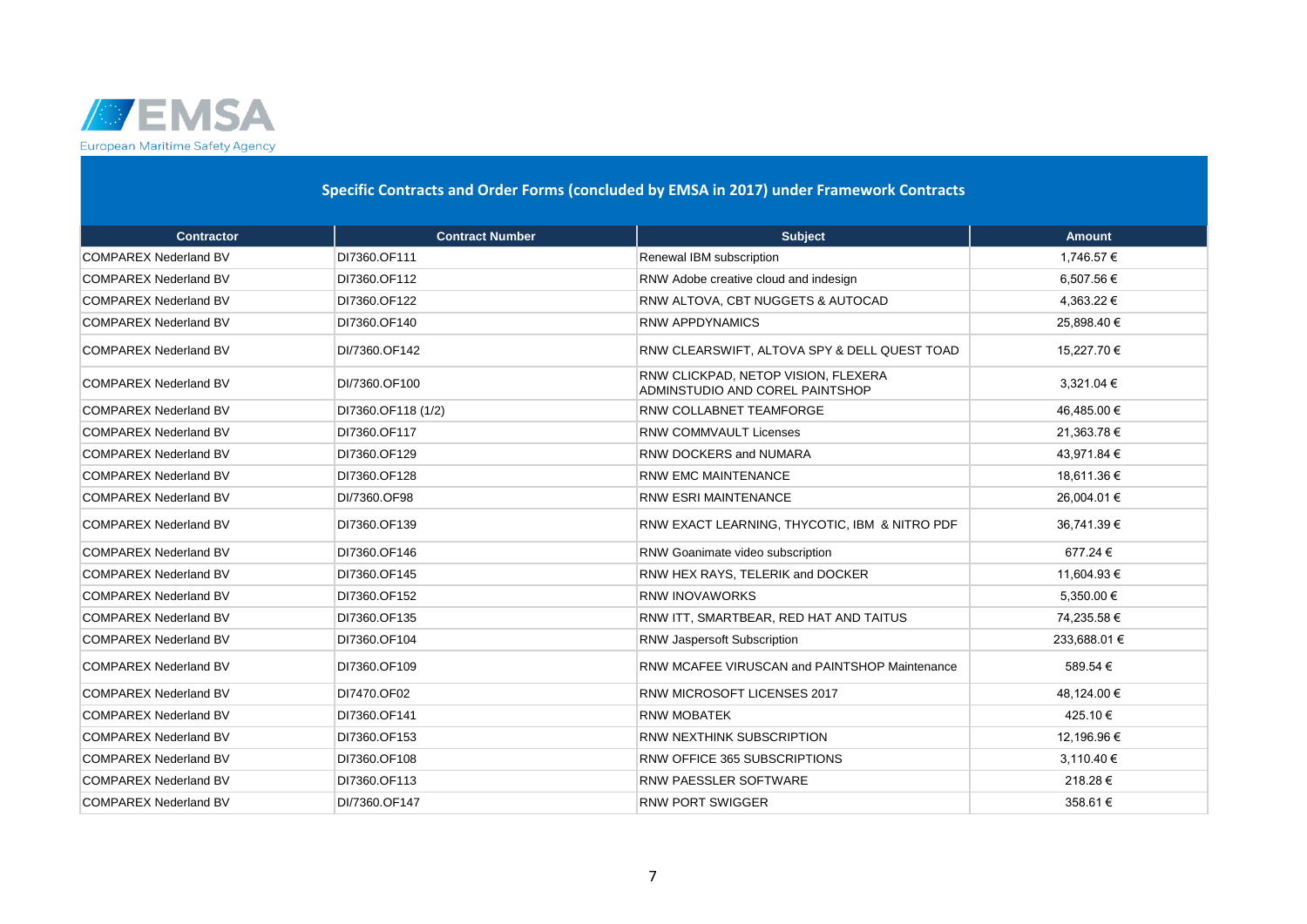## Specific Contracts and Order Forms (concluded by EMSA in 2017) under Framework Contracts

| Contractor | Contract Number | Subject | Amount |
|---|---|---|---|
| COMPAREX Nederland BV | DI7360.OF111 | Renewal IBM subscription | 1,746.57 € |
| COMPAREX Nederland BV | DI7360.OF112 | RNW Adobe creative cloud and indesign | 6,507.56 € |
| COMPAREX Nederland BV | DI7360.OF122 | RNW ALTOVA, CBT NUGGETS & AUTOCAD | 4,363.22 € |
| COMPAREX Nederland BV | DI7360.OF140 | RNW APPDYNAMICS | 25,898.40 € |
| COMPAREX Nederland BV | DI/7360.OF142 | RNW CLEARSWIFT, ALTOVA SPY & DELL QUEST TOAD | 15,227.70 € |
| COMPAREX Nederland BV | DI/7360.OF100 | RNW CLICKPAD, NETOP VISION, FLEXERA ADMINSTUDIO AND COREL PAINTSHOP | 3,321.04 € |
| COMPAREX Nederland BV | DI7360.OF118 (1/2) | RNW COLLABNET TEAMFORGE | 46,485.00 € |
| COMPAREX Nederland BV | DI7360.OF117 | RNW COMMVAULT Licenses | 21,363.78 € |
| COMPAREX Nederland BV | DI7360.OF129 | RNW DOCKERS and NUMARA | 43,971.84 € |
| COMPAREX Nederland BV | DI7360.OF128 | RNW EMC MAINTENANCE | 18,611.36 € |
| COMPAREX Nederland BV | DI/7360.OF98 | RNW ESRI MAINTENANCE | 26,004.01 € |
| COMPAREX Nederland BV | DI7360.OF139 | RNW EXACT LEARNING, THYCOTIC, IBM & NITRO PDF | 36,741.39 € |
| COMPAREX Nederland BV | DI7360.OF146 | RNW Goanimate video subscription | 677.24 € |
| COMPAREX Nederland BV | DI7360.OF145 | RNW HEX RAYS, TELERIK and DOCKER | 11,604.93 € |
| COMPAREX Nederland BV | DI7360.OF152 | RNW INOVAWORKS | 5,350.00 € |
| COMPAREX Nederland BV | DI7360.OF135 | RNW ITT, SMARTBEAR, RED HAT AND TAITUS | 74,235.58 € |
| COMPAREX Nederland BV | DI7360.OF104 | RNW Jaspersoft Subscription | 233,688.01 € |
| COMPAREX Nederland BV | DI7360.OF109 | RNW MCAFEE VIRUSCAN and PAINTSHOP Maintenance | 589.54 € |
| COMPAREX Nederland BV | DI7470.OF02 | RNW MICROSOFT LICENSES 2017 | 48,124.00 € |
| COMPAREX Nederland BV | DI7360.OF141 | RNW MOBATEK | 425.10 € |
| COMPAREX Nederland BV | DI7360.OF153 | RNW NEXTHINK SUBSCRIPTION | 12,196.96 € |
| COMPAREX Nederland BV | DI7360.OF108 | RNW OFFICE 365 SUBSCRIPTIONS | 3,110.40 € |
| COMPAREX Nederland BV | DI7360.OF113 | RNW PAESSLER SOFTWARE | 218.28 € |
| COMPAREX Nederland BV | DI/7360.OF147 | RNW PORT SWIGGER | 358.61 € |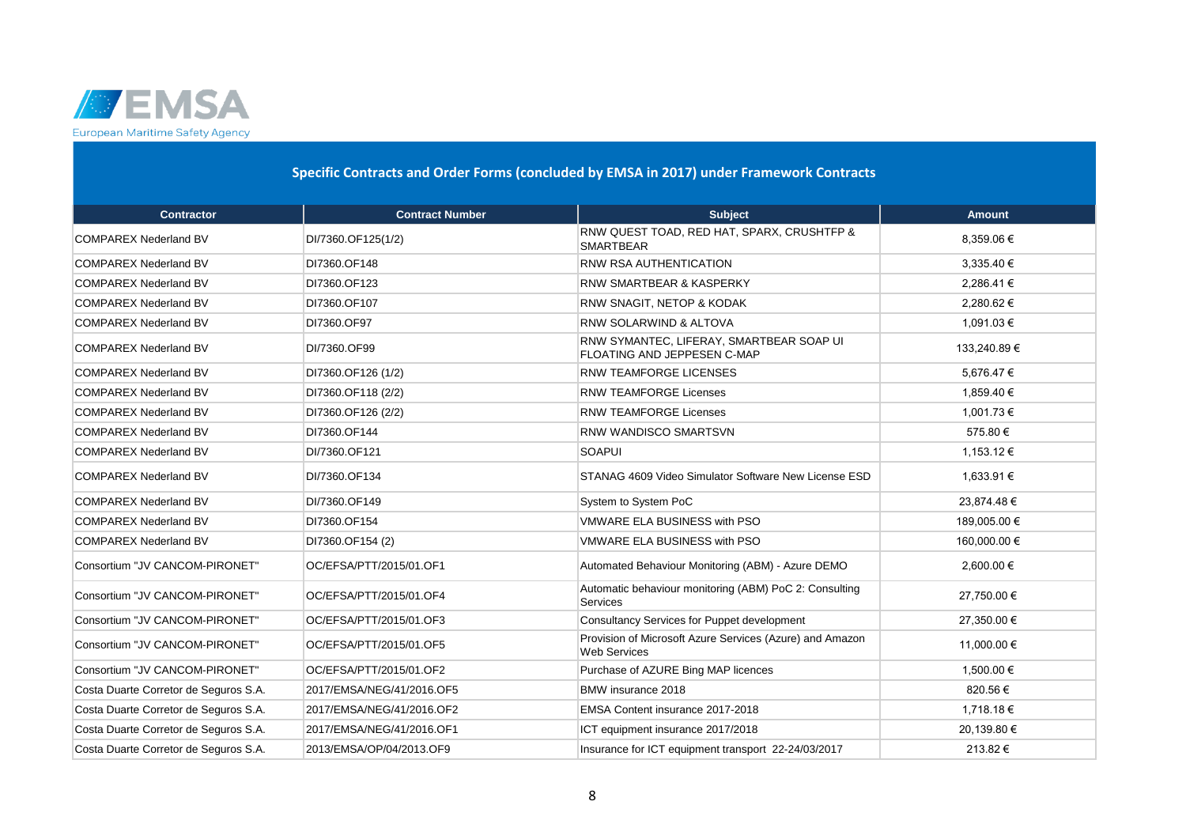European Maritime Safety Agency

## Specific Contracts and Order Forms (concluded by EMSA in 2017) under Framework Contracts

| Contractor | Contract Number | Subject | Amount |
|---|---|---|---|
| COMPAREX Nederland BV | DI/7360.OF125(1/2) | RNW QUEST TOAD, RED HAT, SPARX, CRUSHTFP & SMARTBEAR | 8,359.06 € |
| COMPAREX Nederland BV | DI7360.OF148 | RNW RSA AUTHENTICATION | 3,335.40 € |
| COMPAREX Nederland BV | DI7360.OF123 | RNW SMARTBEAR & KASPERKY | 2,286.41 € |
| COMPAREX Nederland BV | DI7360.OF107 | RNW SNAGIT, NETOP & KODAK | 2,280.62 € |
| COMPAREX Nederland BV | DI7360.OF97 | RNW SOLARWIND & ALTOVA | 1,091.03 € |
| COMPAREX Nederland BV | DI/7360.OF99 | RNW SYMANTEC, LIFERAY, SMARTBEAR SOAP UI FLOATING AND JEPPESEN C-MAP | 133,240.89 € |
| COMPAREX Nederland BV | DI7360.OF126 (1/2) | RNW TEAMFORGE LICENSES | 5,676.47 € |
| COMPAREX Nederland BV | DI7360.OF118 (2/2) | RNW TEAMFORGE Licenses | 1,859.40 € |
| COMPAREX Nederland BV | DI7360.OF126 (2/2) | RNW TEAMFORGE Licenses | 1,001.73 € |
| COMPAREX Nederland BV | DI7360.OF144 | RNW WANDISCO SMARTSVN | 575.80 € |
| COMPAREX Nederland BV | DI/7360.OF121 | SOAPUI | 1,153.12 € |
| COMPAREX Nederland BV | DI/7360.OF134 | STANAG 4609 Video Simulator Software New License ESD | 1,633.91 € |
| COMPAREX Nederland BV | DI/7360.OF149 | System to System PoC | 23,874.48 € |
| COMPAREX Nederland BV | DI7360.OF154 | VMWARE ELA BUSINESS with PSO | 189,005.00 € |
| COMPAREX Nederland BV | DI7360.OF154 (2) | VMWARE ELA BUSINESS with PSO | 160,000.00 € |
| Consortium "JV CANCOM-PIRONET" | OC/EFSA/PTT/2015/01.OF1 | Automated Behaviour Monitoring (ABM) - Azure DEMO | 2,600.00 € |
| Consortium "JV CANCOM-PIRONET" | OC/EFSA/PTT/2015/01.OF4 | Automatic behaviour monitoring (ABM) PoC 2: Consulting Services | 27,750.00 € |
| Consortium "JV CANCOM-PIRONET" | OC/EFSA/PTT/2015/01.OF3 | Consultancy Services for Puppet development | 27,350.00 € |
| Consortium "JV CANCOM-PIRONET" | OC/EFSA/PTT/2015/01.OF5 | Provision of Microsoft Azure Services (Azure) and Amazon Web Services | 11,000.00 € |
| Consortium "JV CANCOM-PIRONET" | OC/EFSA/PTT/2015/01.OF2 | Purchase of AZURE Bing MAP licences | 1,500.00 € |
| Costa Duarte Corretor de Seguros S.A. | 2017/EMSA/NEG/41/2016.OF5 | BMW insurance 2018 | 820.56 € |
| Costa Duarte Corretor de Seguros S.A. | 2017/EMSA/NEG/41/2016.OF2 | EMSA Content insurance 2017-2018 | 1,718.18 € |
| Costa Duarte Corretor de Seguros S.A. | 2017/EMSA/NEG/41/2016.OF1 | ICT equipment insurance 2017/2018 | 20,139.80 € |
| Costa Duarte Corretor de Seguros S.A. | 2013/EMSA/OP/04/2013.OF9 | Insurance for ICT equipment transport 22-24/03/2017 | 213.82 € |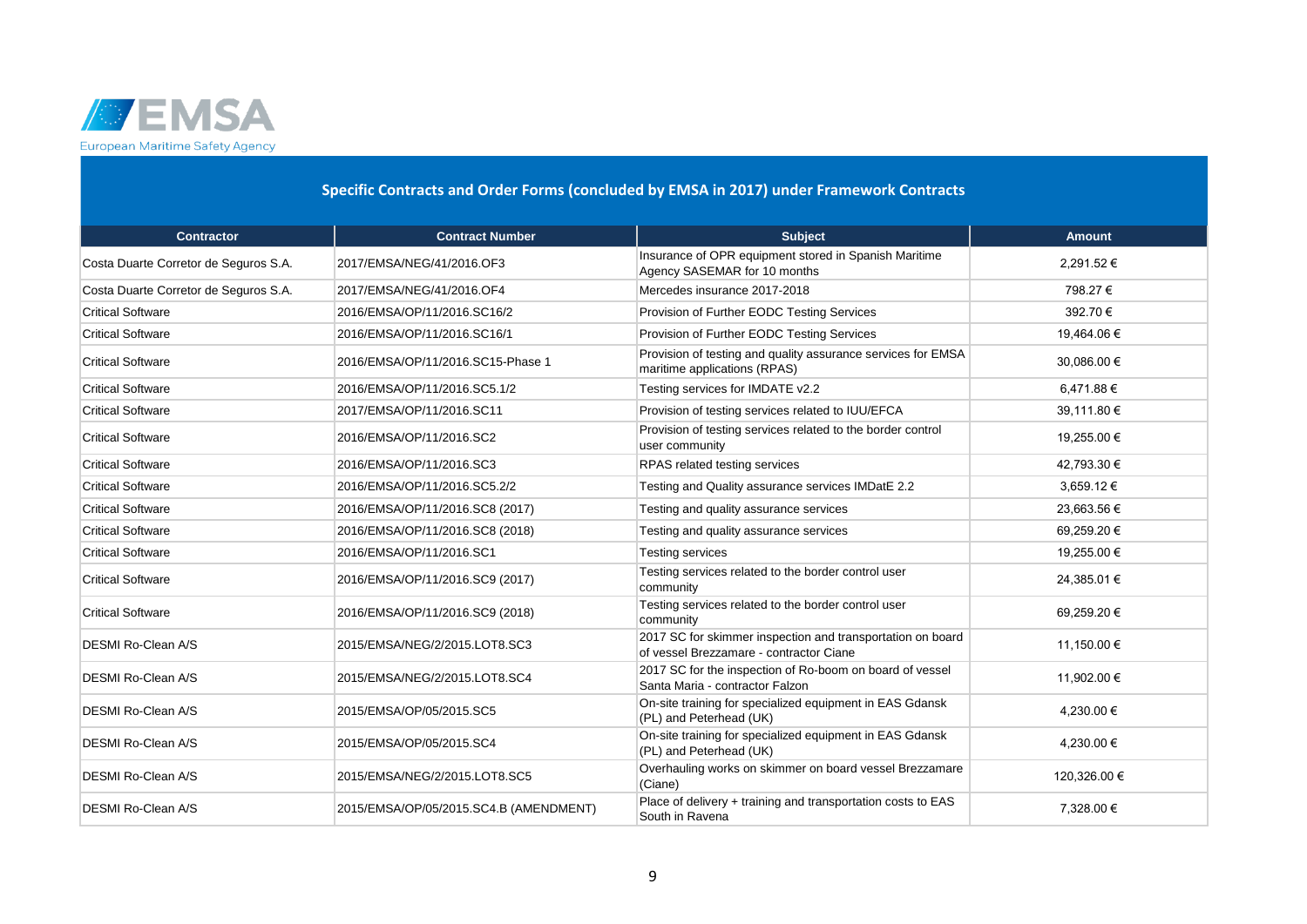## Specific Contracts and Order Forms (concluded by EMSA in 2017) under Framework Contracts

| Contractor | Contract Number | Subject | Amount |
|---|---|---|---|
| Costa Duarte Corretor de Seguros S.A. | 2017/EMSA/NEG/41/2016.OF3 | Insurance of OPR equipment stored in Spanish Maritime Agency SASEMAR for 10 months | 2,291.52 € |
| Costa Duarte Corretor de Seguros S.A. | 2017/EMSA/NEG/41/2016.OF4 | Mercedes insurance 2017-2018 | 798.27 € |
| Critical Software | 2016/EMSA/OP/11/2016.SC16/2 | Provision of Further EODC Testing Services | 392.70 € |
| Critical Software | 2016/EMSA/OP/11/2016.SC16/1 | Provision of Further EODC Testing Services | 19,464.06 € |
| Critical Software | 2016/EMSA/OP/11/2016.SC15-Phase 1 | Provision of testing and quality assurance services for EMSA maritime applications (RPAS) | 30,086.00 € |
| Critical Software | 2016/EMSA/OP/11/2016.SC5.1/2 | Testing services for IMDATE v2.2 | 6,471.88 € |
| Critical Software | 2017/EMSA/OP/11/2016.SC11 | Provision of testing services related to IUU/EFCA | 39,111.80 € |
| Critical Software | 2016/EMSA/OP/11/2016.SC2 | Provision of testing services related to the border control user community | 19,255.00 € |
| Critical Software | 2016/EMSA/OP/11/2016.SC3 | RPAS related testing services | 42,793.30 € |
| Critical Software | 2016/EMSA/OP/11/2016.SC5.2/2 | Testing and Quality assurance services IMDatE 2.2 | 3,659.12 € |
| Critical Software | 2016/EMSA/OP/11/2016.SC8 (2017) | Testing and quality assurance services | 23,663.56 € |
| Critical Software | 2016/EMSA/OP/11/2016.SC8 (2018) | Testing and quality assurance services | 69,259.20 € |
| Critical Software | 2016/EMSA/OP/11/2016.SC1 | Testing services | 19,255.00 € |
| Critical Software | 2016/EMSA/OP/11/2016.SC9 (2017) | Testing services related to the border control user community | 24,385.01 € |
| Critical Software | 2016/EMSA/OP/11/2016.SC9 (2018) | Testing services related to the border control user community | 69,259.20 € |
| DESMI Ro-Clean A/S | 2015/EMSA/NEG/2/2015.LOT8.SC3 | 2017 SC for skimmer inspection and transportation on board of vessel Brezzamare - contractor Ciane | 11,150.00 € |
| DESMI Ro-Clean A/S | 2015/EMSA/NEG/2/2015.LOT8.SC4 | 2017 SC for the inspection of Ro-boom on board of vessel Santa Maria - contractor Falzon | 11,902.00 € |
| DESMI Ro-Clean A/S | 2015/EMSA/OP/05/2015.SC5 | On-site training for specialized equipment in EAS Gdansk (PL) and Peterhead (UK) | 4,230.00 € |
| DESMI Ro-Clean A/S | 2015/EMSA/OP/05/2015.SC4 | On-site training for specialized equipment in EAS Gdansk (PL) and Peterhead (UK) | 4,230.00 € |
| DESMI Ro-Clean A/S | 2015/EMSA/NEG/2/2015.LOT8.SC5 | Overhauling works on skimmer on board vessel Brezzamare (Ciane) | 120,326.00 € |
| DESMI Ro-Clean A/S | 2015/EMSA/OP/05/2015.SC4.B (AMENDMENT) | Place of delivery + training and transportation costs to EAS South in Ravena | 7,328.00 € |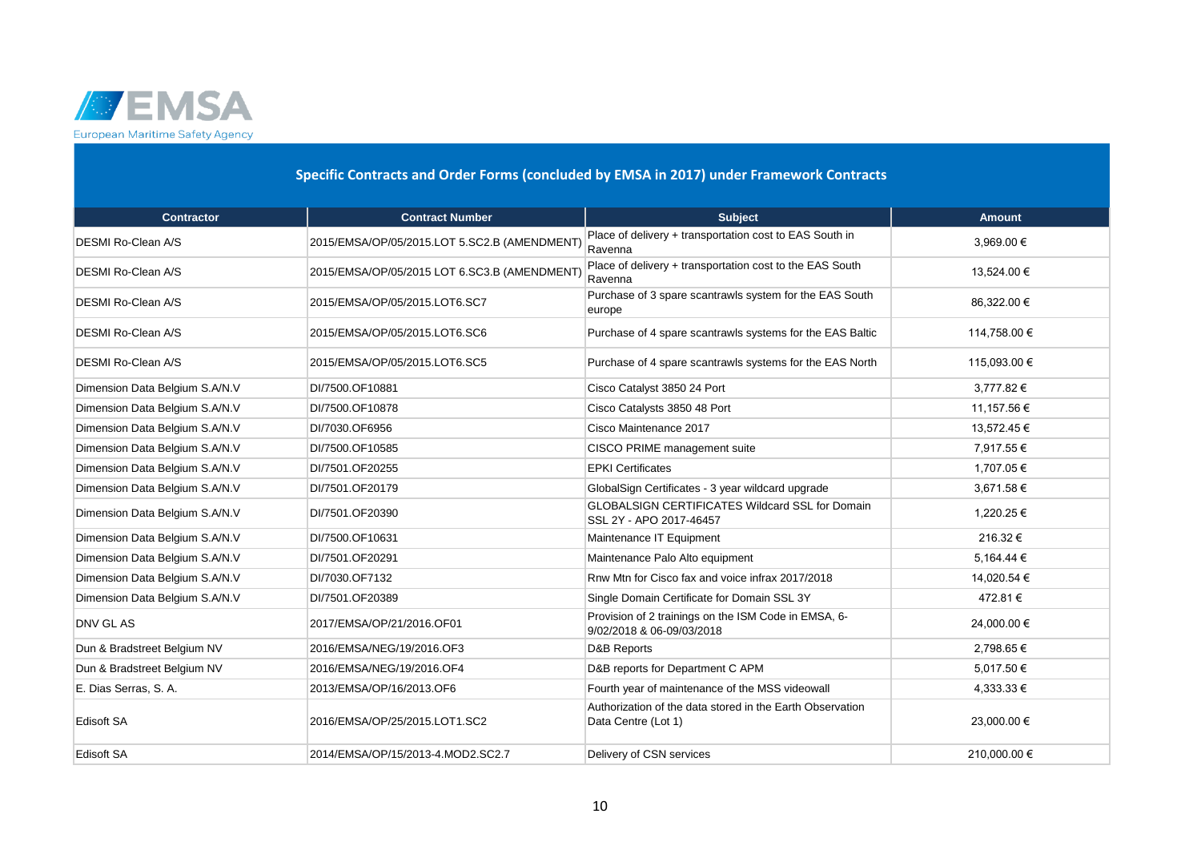## Specific Contracts and Order Forms (concluded by EMSA in 2017) under Framework Contracts

| Contractor | Contract Number | Subject | Amount |
|---|---|---|---|
| DESMI Ro-Clean A/S | 2015/EMSA/OP/05/2015.LOT 5.SC2.B (AMENDMENT) | Place of delivery + transportation cost to EAS South in Ravenna | 3,969.00 € |
| DESMI Ro-Clean A/S | 2015/EMSA/OP/05/2015 LOT 6.SC3.B (AMENDMENT) | Place of delivery + transportation cost to the EAS South Ravenna | 13,524.00 € |
| DESMI Ro-Clean A/S | 2015/EMSA/OP/05/2015.LOT6.SC7 | Purchase of 3 spare scantrawls system for the EAS South europe | 86,322.00 € |
| DESMI Ro-Clean A/S | 2015/EMSA/OP/05/2015.LOT6.SC6 | Purchase of 4 spare scantrawls systems for the EAS Baltic | 114,758.00 € |
| DESMI Ro-Clean A/S | 2015/EMSA/OP/05/2015.LOT6.SC5 | Purchase of 4 spare scantrawls systems for the EAS North | 115,093.00 € |
| Dimension Data Belgium S.A/N.V | DI/7500.OF10881 | Cisco Catalyst 3850 24 Port | 3,777.82 € |
| Dimension Data Belgium S.A/N.V | DI/7500.OF10878 | Cisco Catalysts 3850 48 Port | 11,157.56 € |
| Dimension Data Belgium S.A/N.V | DI/7030.OF6956 | Cisco Maintenance 2017 | 13,572.45 € |
| Dimension Data Belgium S.A/N.V | DI/7500.OF10585 | CISCO PRIME management suite | 7,917.55 € |
| Dimension Data Belgium S.A/N.V | DI/7501.OF20255 | EPKI Certificates | 1,707.05 € |
| Dimension Data Belgium S.A/N.V | DI/7501.OF20179 | GlobalSign Certificates - 3 year wildcard upgrade | 3,671.58 € |
| Dimension Data Belgium S.A/N.V | DI/7501.OF20390 | GLOBALSIGN CERTIFICATES Wildcard SSL for Domain SSL 2Y - APO 2017-46457 | 1,220.25 € |
| Dimension Data Belgium S.A/N.V | DI/7500.OF10631 | Maintenance IT Equipment | 216.32 € |
| Dimension Data Belgium S.A/N.V | DI/7501.OF20291 | Maintenance Palo Alto equipment | 5,164.44 € |
| Dimension Data Belgium S.A/N.V | DI/7030.OF7132 | Rnw Mtn for Cisco fax and voice infrax 2017/2018 | 14,020.54 € |
| Dimension Data Belgium S.A/N.V | DI/7501.OF20389 | Single Domain Certificate for Domain SSL 3Y | 472.81 € |
| DNV GL AS | 2017/EMSA/OP/21/2016.OF01 | Provision of 2 trainings on the ISM Code in EMSA, 6-9/02/2018 & 06-09/03/2018 | 24,000.00 € |
| Dun & Bradstreet Belgium NV | 2016/EMSA/NEG/19/2016.OF3 | D&B Reports | 2,798.65 € |
| Dun & Bradstreet Belgium NV | 2016/EMSA/NEG/19/2016.OF4 | D&B reports for Department C APM | 5,017.50 € |
| E. Dias Serras, S. A. | 2013/EMSA/OP/16/2013.OF6 | Fourth year of maintenance of the MSS videowall | 4,333.33 € |
| Edisoft SA | 2016/EMSA/OP/25/2015.LOT1.SC2 | Authorization of the data stored in the Earth Observation Data Centre (Lot 1) | 23,000.00 € |
| Edisoft SA | 2014/EMSA/OP/15/2013-4.MOD2.SC2.7 | Delivery of CSN services | 210,000.00 € |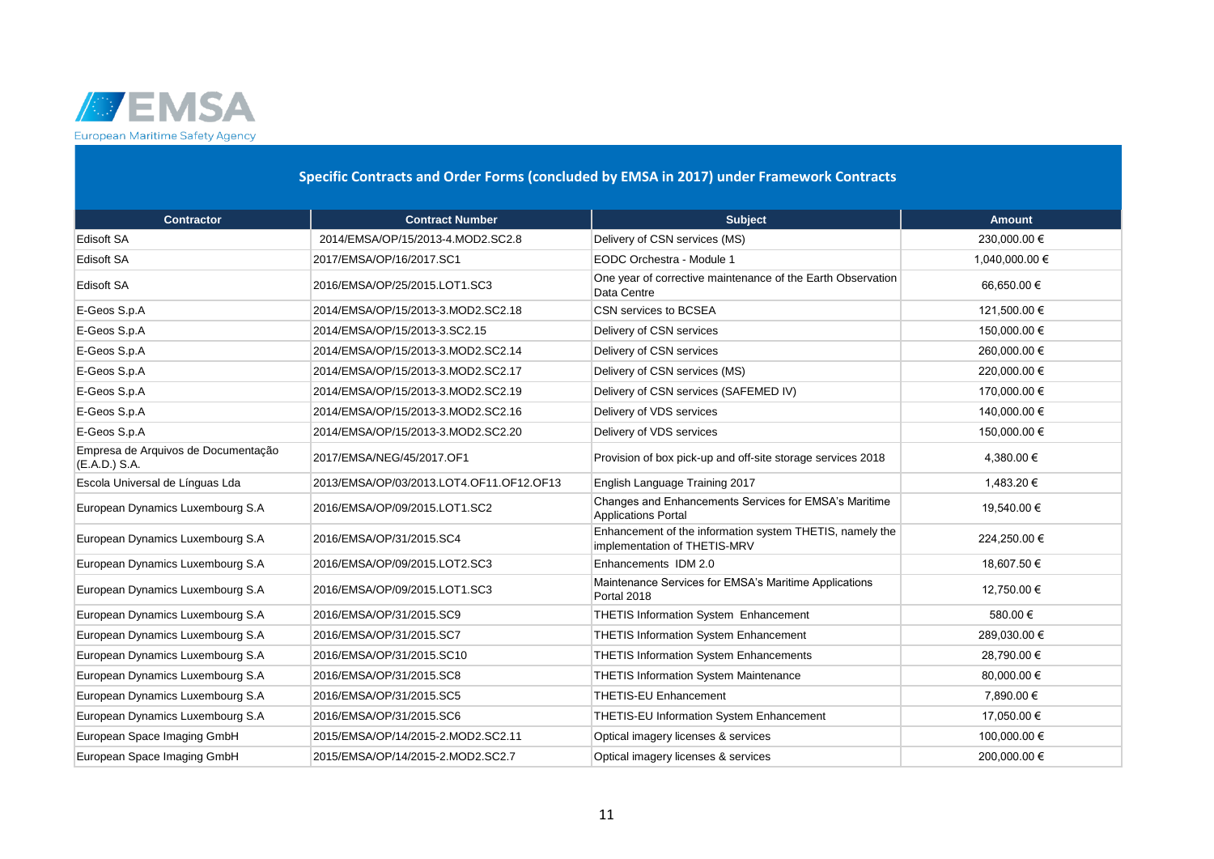European Maritime Safety Agency

## Specific Contracts and Order Forms (concluded by EMSA in 2017) under Framework Contracts

| Contractor | Contract Number | Subject | Amount |
|---|---|---|---|
| Edisoft SA | 2014/EMSA/OP/15/2013-4.MOD2.SC2.8 | Delivery of CSN services (MS) | 230,000.00 € |
| Edisoft SA | 2017/EMSA/OP/16/2017.SC1 | EODC Orchestra - Module 1 | 1,040,000.00 € |
| Edisoft SA | 2016/EMSA/OP/25/2015.LOT1.SC3 | One year of corrective maintenance of the Earth Observation Data Centre | 66,650.00 € |
| E-Geos S.p.A | 2014/EMSA/OP/15/2013-3.MOD2.SC2.18 | CSN services to BCSEA | 121,500.00 € |
| E-Geos S.p.A | 2014/EMSA/OP/15/2013-3.SC2.15 | Delivery of CSN services | 150,000.00 € |
| E-Geos S.p.A | 2014/EMSA/OP/15/2013-3.MOD2.SC2.14 | Delivery of CSN services | 260,000.00 € |
| E-Geos S.p.A | 2014/EMSA/OP/15/2013-3.MOD2.SC2.17 | Delivery of CSN services (MS) | 220,000.00 € |
| E-Geos S.p.A | 2014/EMSA/OP/15/2013-3.MOD2.SC2.19 | Delivery of CSN services (SAFEMED IV) | 170,000.00 € |
| E-Geos S.p.A | 2014/EMSA/OP/15/2013-3.MOD2.SC2.16 | Delivery of VDS services | 140,000.00 € |
| E-Geos S.p.A | 2014/EMSA/OP/15/2013-3.MOD2.SC2.20 | Delivery of VDS services | 150,000.00 € |
| Empresa de Arquivos de Documentação (E.A.D.) S.A. | 2017/EMSA/NEG/45/2017.OF1 | Provision of box pick-up and off-site storage services 2018 | 4,380.00 € |
| Escola Universal de Línguas Lda | 2013/EMSA/OP/03/2013.LOT4.OF11.OF12.OF13 | English Language Training 2017 | 1,483.20 € |
| European Dynamics Luxembourg S.A | 2016/EMSA/OP/09/2015.LOT1.SC2 | Changes and Enhancements Services for EMSA's Maritime Applications Portal | 19,540.00 € |
| European Dynamics Luxembourg S.A | 2016/EMSA/OP/31/2015.SC4 | Enhancement of the information system THETIS, namely the implementation of THETIS-MRV | 224,250.00 € |
| European Dynamics Luxembourg S.A | 2016/EMSA/OP/09/2015.LOT2.SC3 | Enhancements IDM 2.0 | 18,607.50 € |
| European Dynamics Luxembourg S.A | 2016/EMSA/OP/09/2015.LOT1.SC3 | Maintenance Services for EMSA's Maritime Applications Portal 2018 | 12,750.00 € |
| European Dynamics Luxembourg S.A | 2016/EMSA/OP/31/2015.SC9 | THETIS Information System Enhancement | 580.00 € |
| European Dynamics Luxembourg S.A | 2016/EMSA/OP/31/2015.SC7 | THETIS Information System Enhancement | 289,030.00 € |
| European Dynamics Luxembourg S.A | 2016/EMSA/OP/31/2015.SC10 | THETIS Information System Enhancements | 28,790.00 € |
| European Dynamics Luxembourg S.A | 2016/EMSA/OP/31/2015.SC8 | THETIS Information System Maintenance | 80,000.00 € |
| European Dynamics Luxembourg S.A | 2016/EMSA/OP/31/2015.SC5 | THETIS-EU Enhancement | 7,890.00 € |
| European Dynamics Luxembourg S.A | 2016/EMSA/OP/31/2015.SC6 | THETIS-EU Information System Enhancement | 17,050.00 € |
| European Space Imaging GmbH | 2015/EMSA/OP/14/2015-2.MOD2.SC2.11 | Optical imagery licenses & services | 100,000.00 € |
| European Space Imaging GmbH | 2015/EMSA/OP/14/2015-2.MOD2.SC2.7 | Optical imagery licenses & services | 200,000.00 € |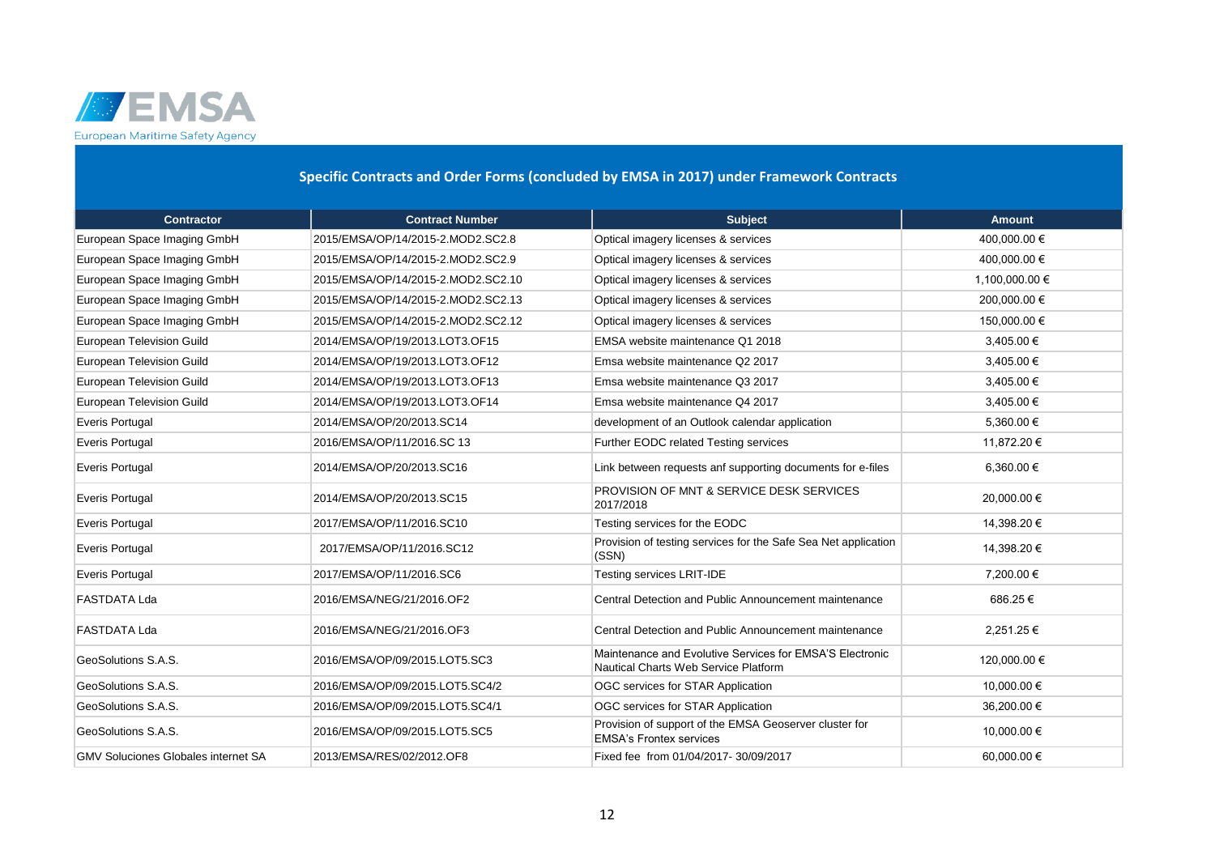European Maritime Safety Agency

## Specific Contracts and Order Forms (concluded by EMSA in 2017) under Framework Contracts

| Contractor | Contract Number | Subject | Amount |
|---|---|---|---|
| European Space Imaging GmbH | 2015/EMSA/OP/14/2015-2.MOD2.SC2.8 | Optical imagery licenses & services | 400,000.00 € |
| European Space Imaging GmbH | 2015/EMSA/OP/14/2015-2.MOD2.SC2.9 | Optical imagery licenses & services | 400,000.00 € |
| European Space Imaging GmbH | 2015/EMSA/OP/14/2015-2.MOD2.SC2.10 | Optical imagery licenses & services | 1,100,000.00 € |
| European Space Imaging GmbH | 2015/EMSA/OP/14/2015-2.MOD2.SC2.13 | Optical imagery licenses & services | 200,000.00 € |
| European Space Imaging GmbH | 2015/EMSA/OP/14/2015-2.MOD2.SC2.12 | Optical imagery licenses & services | 150,000.00 € |
| European Television Guild | 2014/EMSA/OP/19/2013.LOT3.OF15 | EMSA website maintenance Q1 2018 | 3,405.00 € |
| European Television Guild | 2014/EMSA/OP/19/2013.LOT3.OF12 | Emsa website maintenance Q2 2017 | 3,405.00 € |
| European Television Guild | 2014/EMSA/OP/19/2013.LOT3.OF13 | Emsa website maintenance Q3 2017 | 3,405.00 € |
| European Television Guild | 2014/EMSA/OP/19/2013.LOT3.OF14 | Emsa website maintenance Q4 2017 | 3,405.00 € |
| Everis Portugal | 2014/EMSA/OP/20/2013.SC14 | development of an Outlook calendar application | 5,360.00 € |
| Everis Portugal | 2016/EMSA/OP/11/2016.SC 13 | Further EODC related Testing services | 11,872.20 € |
| Everis Portugal | 2014/EMSA/OP/20/2013.SC16 | Link between requests anf supporting documents for e-files | 6,360.00 € |
| Everis Portugal | 2014/EMSA/OP/20/2013.SC15 | PROVISION OF MNT & SERVICE DESK SERVICES 2017/2018 | 20,000.00 € |
| Everis Portugal | 2017/EMSA/OP/11/2016.SC10 | Testing services for the EODC | 14,398.20 € |
| Everis Portugal | 2017/EMSA/OP/11/2016.SC12 | Provision of testing services for the Safe Sea Net application (SSN) | 14,398.20 € |
| Everis Portugal | 2017/EMSA/OP/11/2016.SC6 | Testing services LRIT-IDE | 7,200.00 € |
| FASTDATA Lda | 2016/EMSA/NEG/21/2016.OF2 | Central Detection and Public Announcement maintenance | 686.25 € |
| FASTDATA Lda | 2016/EMSA/NEG/21/2016.OF3 | Central Detection and Public Announcement maintenance | 2,251.25 € |
| GeoSolutions S.A.S. | 2016/EMSA/OP/09/2015.LOT5.SC3 | Maintenance and Evolutive Services for EMSA'S Electronic Nautical Charts Web Service Platform | 120,000.00 € |
| GeoSolutions S.A.S. | 2016/EMSA/OP/09/2015.LOT5.SC4/2 | OGC services for STAR Application | 10,000.00 € |
| GeoSolutions S.A.S. | 2016/EMSA/OP/09/2015.LOT5.SC4/1 | OGC services for STAR Application | 36,200.00 € |
| GeoSolutions S.A.S. | 2016/EMSA/OP/09/2015.LOT5.SC5 | Provision of support of the EMSA Geoserver cluster for EMSA's Frontex services | 10,000.00 € |
| GMV Soluciones Globales internet SA | 2013/EMSA/RES/02/2012.OF8 | Fixed fee from 01/04/2017- 30/09/2017 | 60,000.00 € |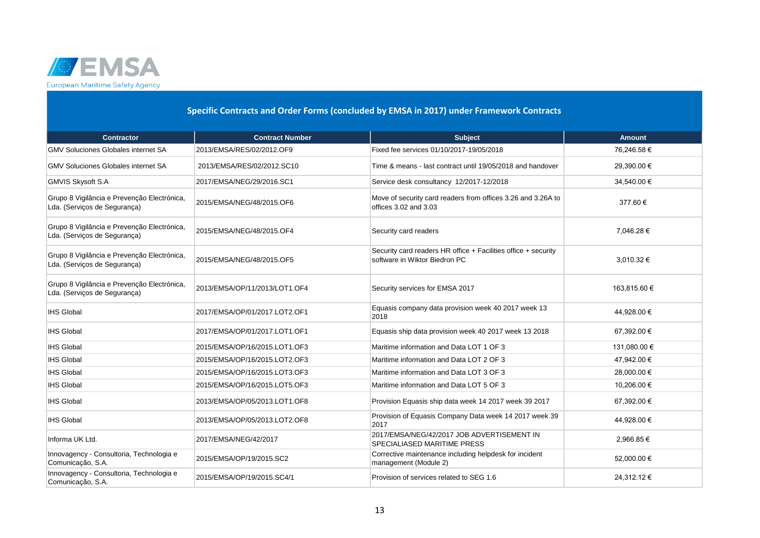European Maritime Safety Agency

## Specific Contracts and Order Forms (concluded by EMSA in 2017) under Framework Contracts

| Contractor | Contract Number | Subject | Amount |
|---|---|---|---|
| GMV Soluciones Globales internet SA | 2013/EMSA/RES/02/2012.OF9 | Fixed fee services 01/10/2017-19/05/2018 | 76,246.58 € |
| GMV Soluciones Globales internet SA | 2013/EMSA/RES/02/2012.SC10 | Time & means - last contract until 19/05/2018 and handover | 29,390.00 € |
| GMVIS Skysoft S.A | 2017/EMSA/NEG/29/2016.SC1 | Service desk consultancy 12/2017-12/2018 | 34,540.00 € |
| Grupo 8 Vigilância e Prevenção Electrónica, Lda. (Serviços de Segurança) | 2015/EMSA/NEG/48/2015.OF6 | Move of security card readers from offices 3.26 and 3.26A to offices 3.02 and 3.03 | 377.60 € |
| Grupo 8 Vigilância e Prevenção Electrónica, Lda. (Serviços de Segurança) | 2015/EMSA/NEG/48/2015.OF4 | Security card readers | 7,046.28 € |
| Grupo 8 Vigilância e Prevenção Electrónica, Lda. (Serviços de Segurança) | 2015/EMSA/NEG/48/2015.OF5 | Security card readers HR office + Facilities office + security software in Wiktor Biedron PC | 3,010.32 € |
| Grupo 8 Vigilância e Prevenção Electrónica, Lda. (Serviços de Segurança) | 2013/EMSA/OP/11/2013/LOT1.OF4 | Security services for EMSA 2017 | 163,815.60 € |
| IHS Global | 2017/EMSA/OP/01/2017.LOT2.OF1 | Equasis company data provision week 40 2017 week 13 2018 | 44,928.00 € |
| IHS Global | 2017/EMSA/OP/01/2017.LOT1.OF1 | Equasis ship data provision week 40 2017 week 13 2018 | 67,392.00 € |
| IHS Global | 2015/EMSA/OP/16/2015.LOT1.OF3 | Maritime information and Data LOT 1 OF 3 | 131,080.00 € |
| IHS Global | 2015/EMSA/OP/16/2015.LOT2.OF3 | Maritime information and Data LOT 2 OF 3 | 47,942.00 € |
| IHS Global | 2015/EMSA/OP/16/2015.LOT3.OF3 | Maritime information and Data LOT 3 OF 3 | 28,000.00 € |
| IHS Global | 2015/EMSA/OP/16/2015.LOT5.OF3 | Maritime information and Data LOT 5 OF 3 | 10,206.00 € |
| IHS Global | 2013/EMSA/OP/05/2013.LOT1.OF8 | Provision Equasis ship data week 14 2017 week 39 2017 | 67,392.00 € |
| IHS Global | 2013/EMSA/OP/05/2013.LOT2.OF8 | Provision of Equasis Company Data week 14 2017 week 39 2017 | 44,928.00 € |
| Informa UK Ltd. | 2017/EMSA/NEG/42/2017 | 2017/EMSA/NEG/42/2017 JOB ADVERTISEMENT IN SPECIALIASED MARITIME PRESS | 2,966.85 € |
| Innovagency - Consultoria, Technologia e Comunicação, S.A. | 2015/EMSA/OP/19/2015.SC2 | Corrective maintenance including helpdesk for incident management (Module 2) | 52,000.00 € |
| Innovagency - Consultoria, Technologia e Comunicação, S.A. | 2015/EMSA/OP/19/2015.SC4/1 | Provision of services related to SEG 1.6 | 24,312.12 € |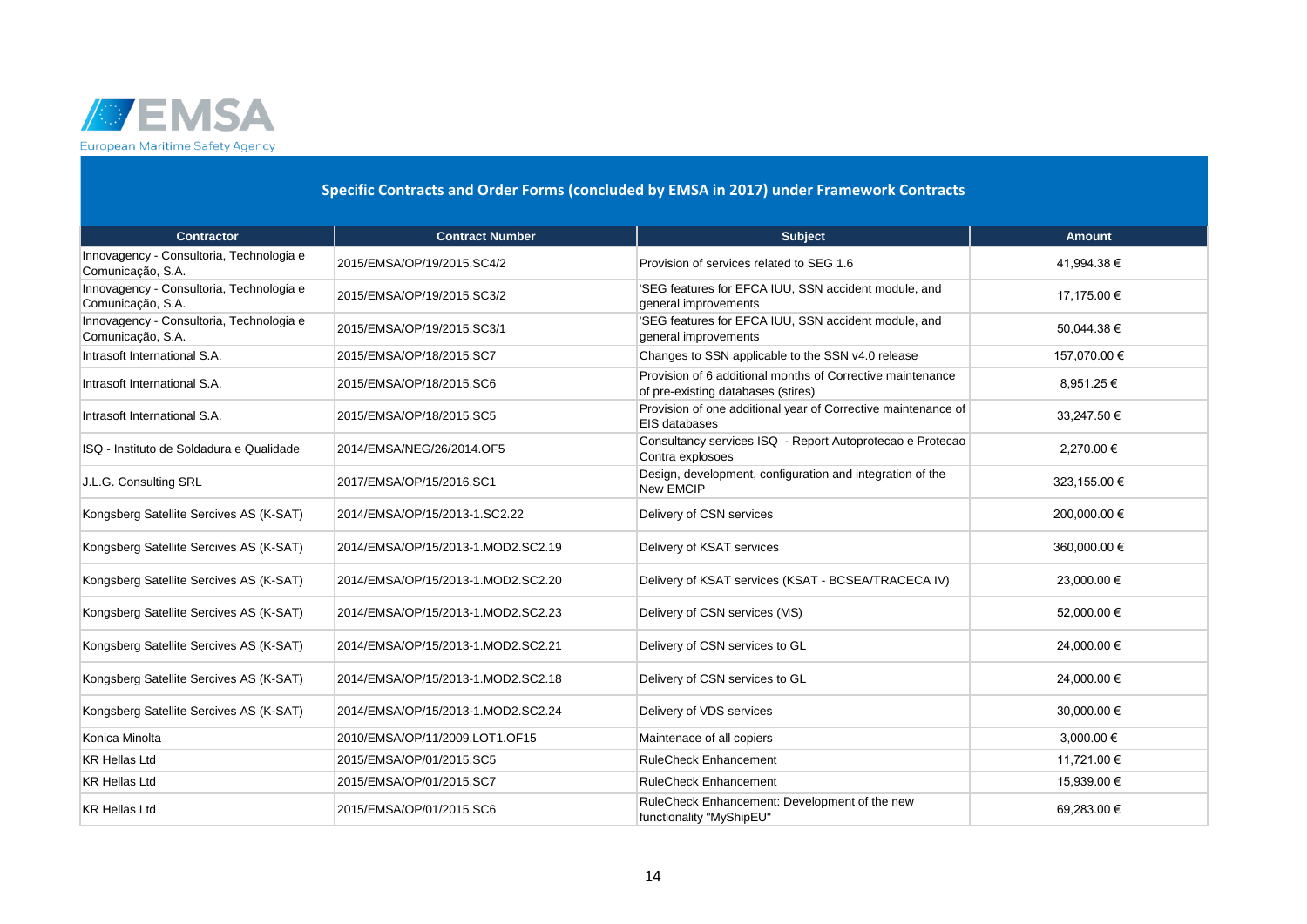## Specific Contracts and Order Forms (concluded by EMSA in 2017) under Framework Contracts

| Contractor | Contract Number | Subject | Amount |
|---|---|---|---|
| Innovagency - Consultoria, Technologia e Comunicação, S.A. | 2015/EMSA/OP/19/2015.SC4/2 | Provision of services related to SEG 1.6 | 41,994.38 € |
| Innovagency - Consultoria, Technologia e Comunicação, S.A. | 2015/EMSA/OP/19/2015.SC3/2 | 'SEG features for EFCA IUU, SSN accident module, and general improvements | 17,175.00 € |
| Innovagency - Consultoria, Technologia e Comunicação, S.A. | 2015/EMSA/OP/19/2015.SC3/1 | 'SEG features for EFCA IUU, SSN accident module, and general improvements | 50,044.38 € |
| Intrasoft International S.A. | 2015/EMSA/OP/18/2015.SC7 | Changes to SSN applicable to the SSN v4.0 release | 157,070.00 € |
| Intrasoft International S.A. | 2015/EMSA/OP/18/2015.SC6 | Provision of 6 additional months of Corrective maintenance of pre-existing databases (stires) | 8,951.25 € |
| Intrasoft International S.A. | 2015/EMSA/OP/18/2015.SC5 | Provision of one additional year of Corrective maintenance of EIS databases | 33,247.50 € |
| ISQ - Instituto de Soldadura e Qualidade | 2014/EMSA/NEG/26/2014.OF5 | Consultancy services ISQ - Report Autoprotecao e Protecao Contra explosoes | 2,270.00 € |
| J.L.G. Consulting SRL | 2017/EMSA/OP/15/2016.SC1 | Design, development, configuration and integration of the New EMCIP | 323,155.00 € |
| Kongsberg Satellite Sercives AS (K-SAT) | 2014/EMSA/OP/15/2013-1.SC2.22 | Delivery of CSN services | 200,000.00 € |
| Kongsberg Satellite Sercives AS (K-SAT) | 2014/EMSA/OP/15/2013-1.MOD2.SC2.19 | Delivery of KSAT services | 360,000.00 € |
| Kongsberg Satellite Sercives AS (K-SAT) | 2014/EMSA/OP/15/2013-1.MOD2.SC2.20 | Delivery of KSAT services (KSAT - BCSEA/TRACECA IV) | 23,000.00 € |
| Kongsberg Satellite Sercives AS (K-SAT) | 2014/EMSA/OP/15/2013-1.MOD2.SC2.23 | Delivery of CSN services (MS) | 52,000.00 € |
| Kongsberg Satellite Sercives AS (K-SAT) | 2014/EMSA/OP/15/2013-1.MOD2.SC2.21 | Delivery of CSN services to GL | 24,000.00 € |
| Kongsberg Satellite Sercives AS (K-SAT) | 2014/EMSA/OP/15/2013-1.MOD2.SC2.18 | Delivery of CSN services to GL | 24,000.00 € |
| Kongsberg Satellite Sercives AS (K-SAT) | 2014/EMSA/OP/15/2013-1.MOD2.SC2.24 | Delivery of VDS services | 30,000.00 € |
| Konica Minolta | 2010/EMSA/OP/11/2009.LOT1.OF15 | Maintenace of all copiers | 3,000.00 € |
| KR Hellas Ltd | 2015/EMSA/OP/01/2015.SC5 | RuleCheck Enhancement | 11,721.00 € |
| KR Hellas Ltd | 2015/EMSA/OP/01/2015.SC7 | RuleCheck Enhancement | 15,939.00 € |
| KR Hellas Ltd | 2015/EMSA/OP/01/2015.SC6 | RuleCheck Enhancement: Development of the new functionality "MyShipEU" | 69,283.00 € |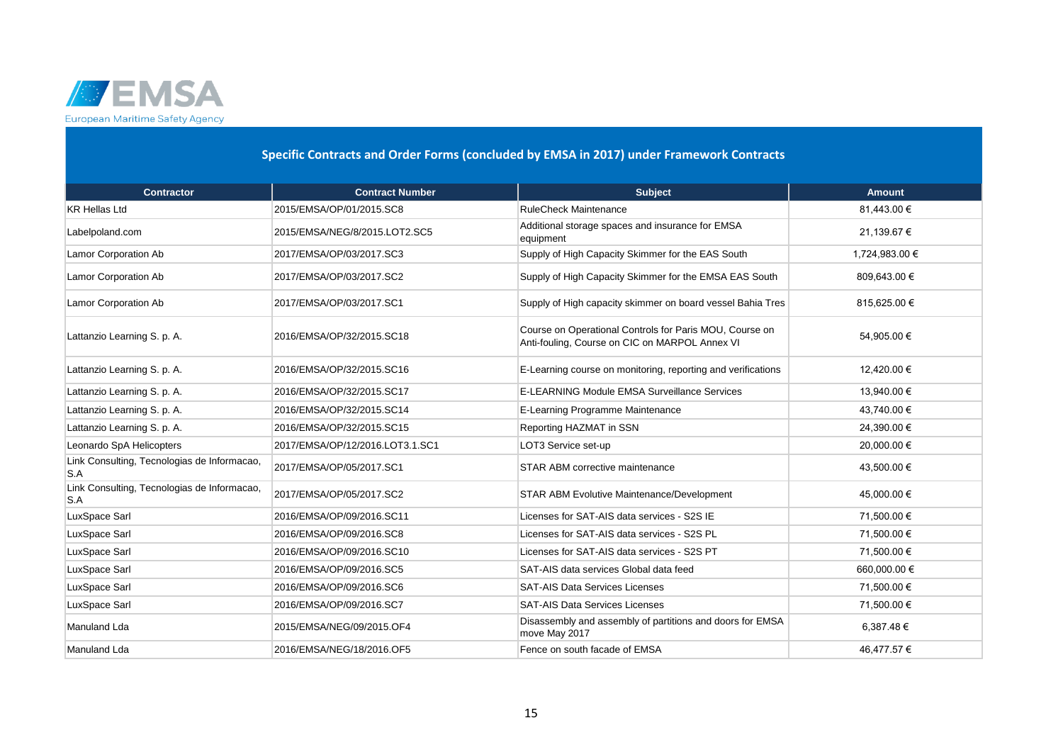## Specific Contracts and Order Forms (concluded by EMSA in 2017) under Framework Contracts

| Contractor | Contract Number | Subject | Amount |
|---|---|---|---|
| KR Hellas Ltd | 2015/EMSA/OP/01/2015.SC8 | RuleCheck Maintenance | 81,443.00 € |
| Labelpoland.com | 2015/EMSA/NEG/8/2015.LOT2.SC5 | Additional storage spaces and insurance for EMSA equipment | 21,139.67 € |
| Lamor Corporation Ab | 2017/EMSA/OP/03/2017.SC3 | Supply of High Capacity Skimmer for the EAS South | 1,724,983.00 € |
| Lamor Corporation Ab | 2017/EMSA/OP/03/2017.SC2 | Supply of High Capacity Skimmer for the EMSA EAS South | 809,643.00 € |
| Lamor Corporation Ab | 2017/EMSA/OP/03/2017.SC1 | Supply of High capacity skimmer on board vessel Bahia Tres | 815,625.00 € |
| Lattanzio Learning S. p. A. | 2016/EMSA/OP/32/2015.SC18 | Course on Operational Controls for Paris MOU, Course on Anti-fouling, Course on CIC on MARPOL Annex VI | 54,905.00 € |
| Lattanzio Learning S. p. A. | 2016/EMSA/OP/32/2015.SC16 | E-Learning course on monitoring, reporting and verifications | 12,420.00 € |
| Lattanzio Learning S. p. A. | 2016/EMSA/OP/32/2015.SC17 | E-LEARNING Module EMSA Surveillance Services | 13,940.00 € |
| Lattanzio Learning S. p. A. | 2016/EMSA/OP/32/2015.SC14 | E-Learning Programme Maintenance | 43,740.00 € |
| Lattanzio Learning S. p. A. | 2016/EMSA/OP/32/2015.SC15 | Reporting HAZMAT in SSN | 24,390.00 € |
| Leonardo SpA Helicopters | 2017/EMSA/OP/12/2016.LOT3.1.SC1 | LOT3 Service set-up | 20,000.00 € |
| Link Consulting, Tecnologias de Informacao, S.A | 2017/EMSA/OP/05/2017.SC1 | STAR ABM corrective maintenance | 43,500.00 € |
| Link Consulting, Tecnologias de Informacao, S.A | 2017/EMSA/OP/05/2017.SC2 | STAR ABM Evolutive Maintenance/Development | 45,000.00 € |
| LuxSpace Sarl | 2016/EMSA/OP/09/2016.SC11 | Licenses for SAT-AIS data services - S2S IE | 71,500.00 € |
| LuxSpace Sarl | 2016/EMSA/OP/09/2016.SC8 | Licenses for SAT-AIS data services - S2S PL | 71,500.00 € |
| LuxSpace Sarl | 2016/EMSA/OP/09/2016.SC10 | Licenses for SAT-AIS data services - S2S PT | 71,500.00 € |
| LuxSpace Sarl | 2016/EMSA/OP/09/2016.SC5 | SAT-AIS data services Global data feed | 660,000.00 € |
| LuxSpace Sarl | 2016/EMSA/OP/09/2016.SC6 | SAT-AIS Data Services Licenses | 71,500.00 € |
| LuxSpace Sarl | 2016/EMSA/OP/09/2016.SC7 | SAT-AIS Data Services Licenses | 71,500.00 € |
| Manuland Lda | 2015/EMSA/NEG/09/2015.OF4 | Disassembly and assembly of partitions and doors for EMSA move May 2017 | 6,387.48 € |
| Manuland Lda | 2016/EMSA/NEG/18/2016.OF5 | Fence on south facade of EMSA | 46,477.57 € |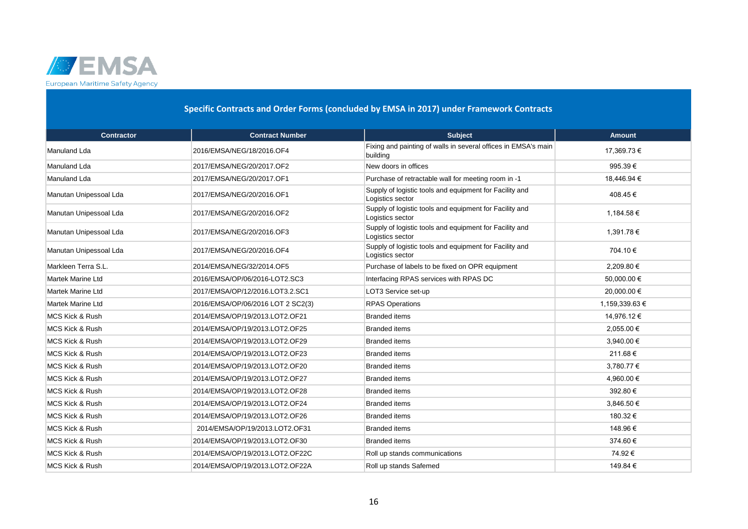## Specific Contracts and Order Forms (concluded by EMSA in 2017) under Framework Contracts

| Contractor | Contract Number | Subject | Amount |
|---|---|---|---|
| Manuland Lda | 2016/EMSA/NEG/18/2016.OF4 | Fixing and painting of walls in several offices in EMSA's main building | 17,369.73 € |
| Manuland Lda | 2017/EMSA/NEG/20/2017.OF2 | New doors in offices | 995.39 € |
| Manuland Lda | 2017/EMSA/NEG/20/2017.OF1 | Purchase of retractable wall for meeting room in -1 | 18,446.94 € |
| Manutan Unipessoal Lda | 2017/EMSA/NEG/20/2016.OF1 | Supply of logistic tools and equipment for Facility and Logistics sector | 408.45 € |
| Manutan Unipessoal Lda | 2017/EMSA/NEG/20/2016.OF2 | Supply of logistic tools and equipment for Facility and Logistics sector | 1,184.58 € |
| Manutan Unipessoal Lda | 2017/EMSA/NEG/20/2016.OF3 | Supply of logistic tools and equipment for Facility and Logistics sector | 1,391.78 € |
| Manutan Unipessoal Lda | 2017/EMSA/NEG/20/2016.OF4 | Supply of logistic tools and equipment for Facility and Logistics sector | 704.10 € |
| Markleen Terra S.L. | 2014/EMSA/NEG/32/2014.OF5 | Purchase of labels to be fixed on OPR equipment | 2,209.80 € |
| Martek Marine Ltd | 2016/EMSA/OP/06/2016-LOT2.SC3 | Interfacing RPAS services with RPAS DC | 50,000.00 € |
| Martek Marine Ltd | 2017/EMSA/OP/12/2016.LOT3.2.SC1 | LOT3 Service set-up | 20,000.00 € |
| Martek Marine Ltd | 2016/EMSA/OP/06/2016 LOT 2 SC2(3) | RPAS Operations | 1,159,339.63 € |
| MCS Kick & Rush | 2014/EMSA/OP/19/2013.LOT2.OF21 | Branded items | 14,976.12 € |
| MCS Kick & Rush | 2014/EMSA/OP/19/2013.LOT2.OF25 | Branded items | 2,055.00 € |
| MCS Kick & Rush | 2014/EMSA/OP/19/2013.LOT2.OF29 | Branded items | 3,940.00 € |
| MCS Kick & Rush | 2014/EMSA/OP/19/2013.LOT2.OF23 | Branded items | 211.68 € |
| MCS Kick & Rush | 2014/EMSA/OP/19/2013.LOT2.OF20 | Branded items | 3,780.77 € |
| MCS Kick & Rush | 2014/EMSA/OP/19/2013.LOT2.OF27 | Branded items | 4,960.00 € |
| MCS Kick & Rush | 2014/EMSA/OP/19/2013.LOT2.OF28 | Branded items | 392.80 € |
| MCS Kick & Rush | 2014/EMSA/OP/19/2013.LOT2.OF24 | Branded items | 3,846.50 € |
| MCS Kick & Rush | 2014/EMSA/OP/19/2013.LOT2.OF26 | Branded items | 180.32 € |
| MCS Kick & Rush | 2014/EMSA/OP/19/2013.LOT2.OF31 | Branded items | 148.96 € |
| MCS Kick & Rush | 2014/EMSA/OP/19/2013.LOT2.OF30 | Branded items | 374.60 € |
| MCS Kick & Rush | 2014/EMSA/OP/19/2013.LOT2.OF22C | Roll up stands communications | 74.92 € |
| MCS Kick & Rush | 2014/EMSA/OP/19/2013.LOT2.OF22A | Roll up stands Safemed | 149.84 € |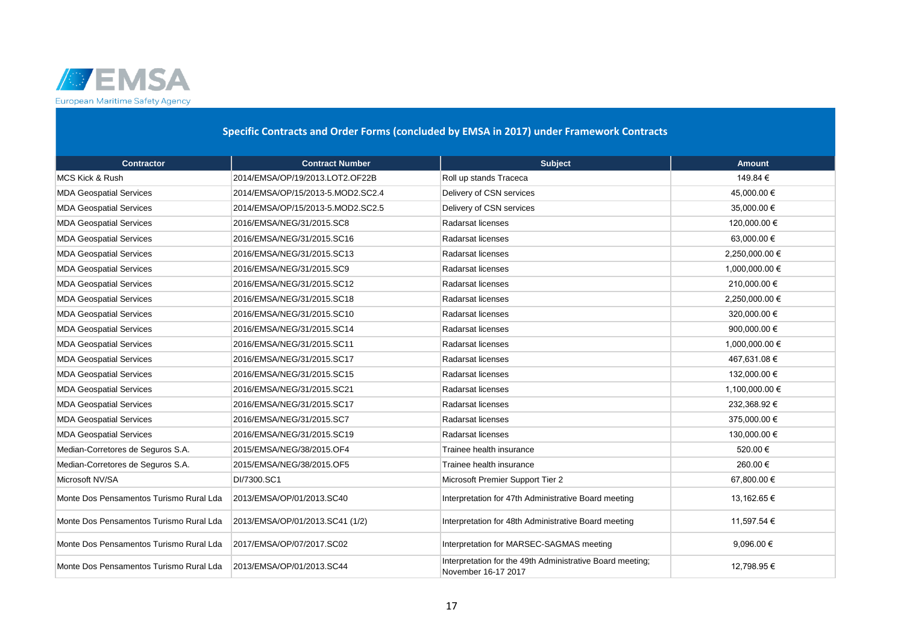European Maritime Safety Agency

## Specific Contracts and Order Forms (concluded by EMSA in 2017) under Framework Contracts

| Contractor | Contract Number | Subject | Amount |
|---|---|---|---|
| MCS Kick & Rush | 2014/EMSA/OP/19/2013.LOT2.OF22B | Roll up stands Traceca | 149.84 € |
| MDA Geospatial Services | 2014/EMSA/OP/15/2013-5.MOD2.SC2.4 | Delivery of CSN services | 45,000.00 € |
| MDA Geospatial Services | 2014/EMSA/OP/15/2013-5.MOD2.SC2.5 | Delivery of CSN services | 35,000.00 € |
| MDA Geospatial Services | 2016/EMSA/NEG/31/2015.SC8 | Radarsat licenses | 120,000.00 € |
| MDA Geospatial Services | 2016/EMSA/NEG/31/2015.SC16 | Radarsat licenses | 63,000.00 € |
| MDA Geospatial Services | 2016/EMSA/NEG/31/2015.SC13 | Radarsat licenses | 2,250,000.00 € |
| MDA Geospatial Services | 2016/EMSA/NEG/31/2015.SC9 | Radarsat licenses | 1,000,000.00 € |
| MDA Geospatial Services | 2016/EMSA/NEG/31/2015.SC12 | Radarsat licenses | 210,000.00 € |
| MDA Geospatial Services | 2016/EMSA/NEG/31/2015.SC18 | Radarsat licenses | 2,250,000.00 € |
| MDA Geospatial Services | 2016/EMSA/NEG/31/2015.SC10 | Radarsat licenses | 320,000.00 € |
| MDA Geospatial Services | 2016/EMSA/NEG/31/2015.SC14 | Radarsat licenses | 900,000.00 € |
| MDA Geospatial Services | 2016/EMSA/NEG/31/2015.SC11 | Radarsat licenses | 1,000,000.00 € |
| MDA Geospatial Services | 2016/EMSA/NEG/31/2015.SC17 | Radarsat licenses | 467,631.08 € |
| MDA Geospatial Services | 2016/EMSA/NEG/31/2015.SC15 | Radarsat licenses | 132,000.00 € |
| MDA Geospatial Services | 2016/EMSA/NEG/31/2015.SC21 | Radarsat licenses | 1,100,000.00 € |
| MDA Geospatial Services | 2016/EMSA/NEG/31/2015.SC17 | Radarsat licenses | 232,368.92 € |
| MDA Geospatial Services | 2016/EMSA/NEG/31/2015.SC7 | Radarsat licenses | 375,000.00 € |
| MDA Geospatial Services | 2016/EMSA/NEG/31/2015.SC19 | Radarsat licenses | 130,000.00 € |
| Median-Corretores de Seguros S.A. | 2015/EMSA/NEG/38/2015.OF4 | Trainee health insurance | 520.00 € |
| Median-Corretores de Seguros S.A. | 2015/EMSA/NEG/38/2015.OF5 | Trainee health insurance | 260.00 € |
| Microsoft NV/SA | DI/7300.SC1 | Microsoft Premier Support Tier 2 | 67,800.00 € |
| Monte Dos Pensamentos Turismo Rural Lda | 2013/EMSA/OP/01/2013.SC40 | Interpretation for 47th Administrative Board meeting | 13,162.65 € |
| Monte Dos Pensamentos Turismo Rural Lda | 2013/EMSA/OP/01/2013.SC41 (1/2) | Interpretation for 48th Administrative Board meeting | 11,597.54 € |
| Monte Dos Pensamentos Turismo Rural Lda | 2017/EMSA/OP/07/2017.SC02 | Interpretation for MARSEC-SAGMAS meeting | 9,096.00 € |
| Monte Dos Pensamentos Turismo Rural Lda | 2013/EMSA/OP/01/2013.SC44 | Interpretation for the 49th Administrative Board meeting; November 16-17 2017 | 12,798.95 € |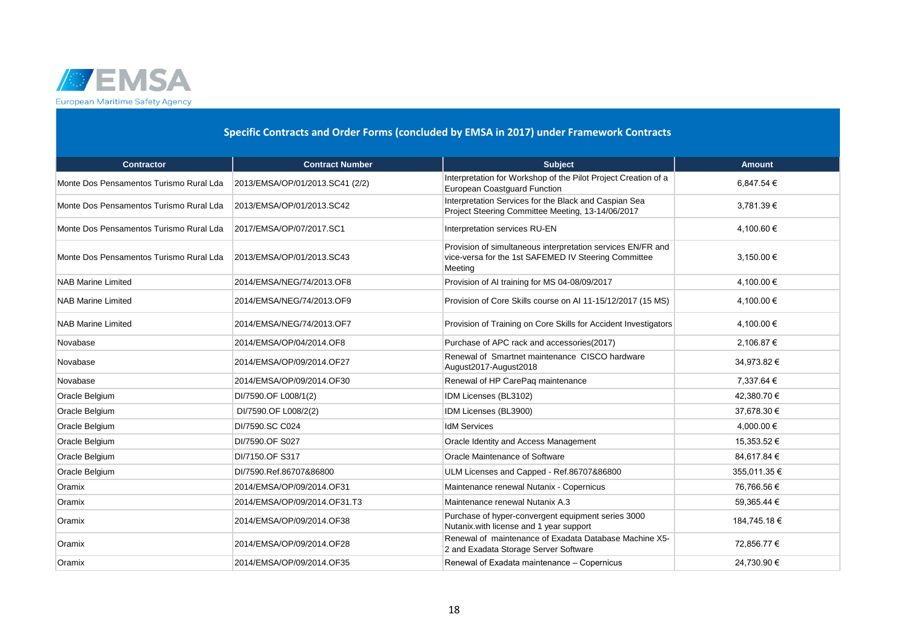European Maritime Safety Agency

## Specific Contracts and Order Forms (concluded by EMSA in 2017) under Framework Contracts

| Contractor | Contract Number | Subject | Amount |
|---|---|---|---|
| Monte Dos Pensamentos Turismo Rural Lda | 2013/EMSA/OP/01/2013.SC41 (2/2) | Interpretation for Workshop of the Pilot Project Creation of a European Coastguard Function | 6,847.54 € |
| Monte Dos Pensamentos Turismo Rural Lda | 2013/EMSA/OP/01/2013.SC42 | Interpretation Services for the Black and Caspian Sea Project Steering Committee Meeting, 13-14/06/2017 | 3,781.39 € |
| Monte Dos Pensamentos Turismo Rural Lda | 2017/EMSA/OP/07/2017.SC1 | Interpretation services RU-EN | 4,100.60 € |
| Monte Dos Pensamentos Turismo Rural Lda | 2013/EMSA/OP/01/2013.SC43 | Provision of simultaneous interpretation services EN/FR and vice-versa for the 1st SAFEMED IV Steering Committee Meeting | 3,150.00 € |
| NAB Marine Limited | 2014/EMSA/NEG/74/2013.OF8 | Provision of AI training for MS 04-08/09/2017 | 4,100.00 € |
| NAB Marine Limited | 2014/EMSA/NEG/74/2013.OF9 | Provision of Core Skills course on AI 11-15/12/2017 (15 MS) | 4,100.00 € |
| NAB Marine Limited | 2014/EMSA/NEG/74/2013.OF7 | Provision of Training on Core Skills for Accident Investigators | 4,100.00 € |
| Novabase | 2014/EMSA/OP/04/2014.OF8 | Purchase of APC rack and accessories(2017) | 2,106.87 € |
| Novabase | 2014/EMSA/OP/09/2014.OF27 | Renewal of Smartnet maintenance CISCO hardware August2017-August2018 | 34,973.82 € |
| Novabase | 2014/EMSA/OP/09/2014.OF30 | Renewal of HP CarePaq maintenance | 7,337.64 € |
| Oracle Belgium | DI/7590.OF L008/1(2) | IDM Licenses (BL3102) | 42,380.70 € |
| Oracle Belgium | DI/7590.OF L008/2(2) | IDM Licenses (BL3900) | 37,678.30 € |
| Oracle Belgium | DI/7590.SC C024 | IdM Services | 4,000.00 € |
| Oracle Belgium | DI/7590.OF S027 | Oracle Identity and Access Management | 15,353.52 € |
| Oracle Belgium | DI/7150.OF S317 | Oracle Maintenance of Software | 84,617.84 € |
| Oracle Belgium | DI/7590.Ref.86707&86800 | ULM Licenses and Capped - Ref.86707&86800 | 355,011.35 € |
| Oramix | 2014/EMSA/OP/09/2014.OF31 | Maintenance renewal Nutanix - Copernicus | 76,766.56 € |
| Oramix | 2014/EMSA/OP/09/2014.OF31.T3 | Maintenance renewal Nutanix A.3 | 59,365.44 € |
| Oramix | 2014/EMSA/OP/09/2014.OF38 | Purchase of hyper-convergent equipment series 3000 Nutanix.with license and 1 year support | 184,745.18 € |
| Oramix | 2014/EMSA/OP/09/2014.OF28 | Renewal of maintenance of Exadata Database Machine X5-2 and Exadata Storage Server Software | 72,856.77 € |
| Oramix | 2014/EMSA/OP/09/2014.OF35 | Renewal of Exadata maintenance – Copernicus | 24,730.90 € |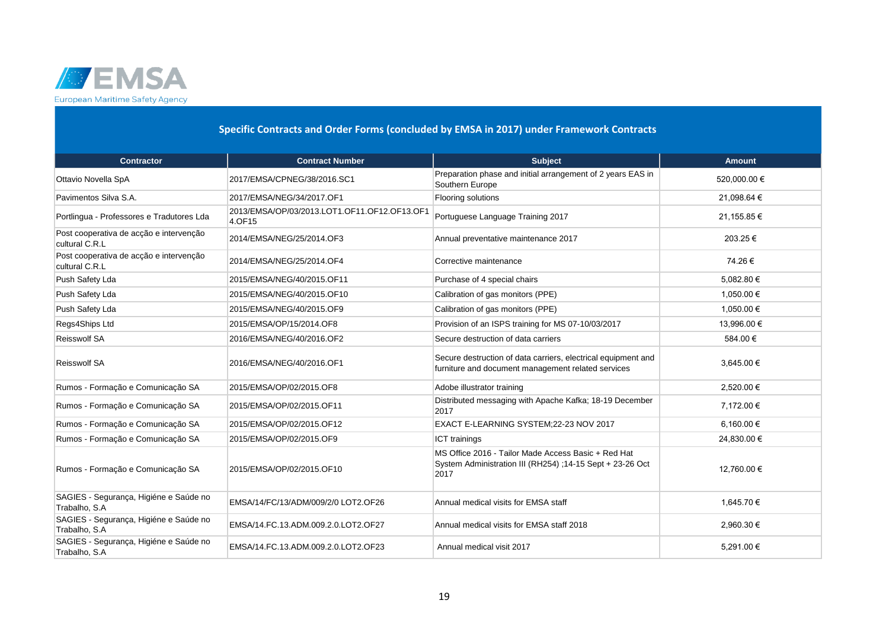## Specific Contracts and Order Forms (concluded by EMSA in 2017) under Framework Contracts

| Contractor | Contract Number | Subject | Amount |
|---|---|---|---|
| Ottavio Novella SpA | 2017/EMSA/CPNEG/38/2016.SC1 | Preparation phase and initial arrangement of 2 years EAS in Southern Europe | 520,000.00 € |
| Pavimentos Silva S.A. | 2017/EMSA/NEG/34/2017.OF1 | Flooring solutions | 21,098.64 € |
| Portlingua - Professores e Tradutores Lda | 2013/EMSA/OP/03/2013.LOT1.OF11.OF12.OF13.OF14.OF15 | Portuguese Language Training 2017 | 21,155.85 € |
| Post cooperativa de acção e intervenção cultural C.R.L | 2014/EMSA/NEG/25/2014.OF3 | Annual preventative maintenance 2017 | 203.25 € |
| Post cooperativa de acção e intervenção cultural C.R.L | 2014/EMSA/NEG/25/2014.OF4 | Corrective maintenance | 74.26 € |
| Push Safety Lda | 2015/EMSA/NEG/40/2015.OF11 | Purchase of 4 special chairs | 5,082.80 € |
| Push Safety Lda | 2015/EMSA/NEG/40/2015.OF10 | Calibration of gas monitors (PPE) | 1,050.00 € |
| Push Safety Lda | 2015/EMSA/NEG/40/2015.OF9 | Calibration of gas monitors (PPE) | 1,050.00 € |
| Regs4Ships Ltd | 2015/EMSA/OP/15/2014.OF8 | Provision of an ISPS training for MS 07-10/03/2017 | 13,996.00 € |
| Reisswolf SA | 2016/EMSA/NEG/40/2016.OF2 | Secure destruction of data carriers | 584.00 € |
| Reisswolf SA | 2016/EMSA/NEG/40/2016.OF1 | Secure destruction of data carriers, electrical equipment and furniture and document management related services | 3,645.00 € |
| Rumos - Formação e Comunicação SA | 2015/EMSA/OP/02/2015.OF8 | Adobe illustrator training | 2,520.00 € |
| Rumos - Formação e Comunicação SA | 2015/EMSA/OP/02/2015.OF11 | Distributed messaging with Apache Kafka; 18-19 December 2017 | 7,172.00 € |
| Rumos - Formação e Comunicação SA | 2015/EMSA/OP/02/2015.OF12 | EXACT E-LEARNING SYSTEM;22-23 NOV 2017 | 6,160.00 € |
| Rumos - Formação e Comunicação SA | 2015/EMSA/OP/02/2015.OF9 | ICT trainings | 24,830.00 € |
| Rumos - Formação e Comunicação SA | 2015/EMSA/OP/02/2015.OF10 | MS Office 2016 - Tailor Made Access Basic + Red Hat System Administration III (RH254) ;14-15 Sept + 23-26 Oct 2017 | 12,760.00 € |
| SAGIES - Segurança, Higiéne e Saúde no Trabalho, S.A | EMSA/14/FC/13/ADM/009/2/0 LOT2.OF26 | Annual medical visits for EMSA staff | 1,645.70 € |
| SAGIES - Segurança, Higiéne e Saúde no Trabalho, S.A | EMSA/14.FC.13.ADM.009.2.0.LOT2.OF27 | Annual medical visits for EMSA staff 2018 | 2,960.30 € |
| SAGIES - Segurança, Higiéne e Saúde no Trabalho, S.A | EMSA/14.FC.13.ADM.009.2.0.LOT2.OF23 | Annual medical visit 2017 | 5,291.00 € |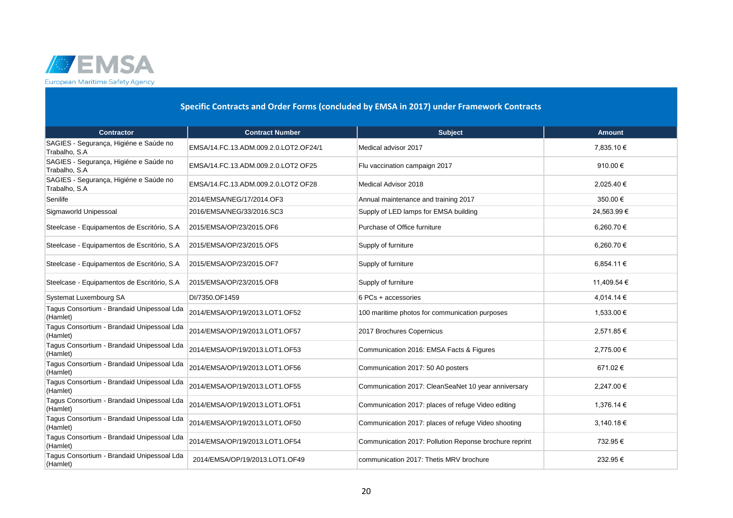European Maritime Safety Agency

## Specific Contracts and Order Forms (concluded by EMSA in 2017) under Framework Contracts

| Contractor | Contract Number | Subject | Amount |
|---|---|---|---|
| SAGIES - Segurança, Higiéne e Saúde no Trabalho, S.A | EMSA/14.FC.13.ADM.009.2.0.LOT2.OF24/1 | Medical advisor 2017 | 7,835.10 € |
| SAGIES - Segurança, Higiéne e Saúde no Trabalho, S.A | EMSA/14.FC.13.ADM.009.2.0.LOT2 OF25 | Flu vaccination campaign 2017 | 910.00 € |
| SAGIES - Segurança, Higiéne e Saúde no Trabalho, S.A | EMSA/14.FC.13.ADM.009.2.0.LOT2 OF28 | Medical Advisor 2018 | 2,025.40 € |
| Senilife | 2014/EMSA/NEG/17/2014.OF3 | Annual maintenance and training 2017 | 350.00 € |
| Sigmaworld Unipessoal | 2016/EMSA/NEG/33/2016.SC3 | Supply of LED lamps for EMSA building | 24,563.99 € |
| Steelcase - Equipamentos de Escritório, S.A | 2015/EMSA/OP/23/2015.OF6 | Purchase of Office furniture | 6,260.70 € |
| Steelcase - Equipamentos de Escritório, S.A | 2015/EMSA/OP/23/2015.OF5 | Supply of furniture | 6,260.70 € |
| Steelcase - Equipamentos de Escritório, S.A | 2015/EMSA/OP/23/2015.OF7 | Supply of furniture | 6,854.11 € |
| Steelcase - Equipamentos de Escritório, S.A | 2015/EMSA/OP/23/2015.OF8 | Supply of furniture | 11,409.54 € |
| Systemat Luxembourg SA | DI/7350.OF1459 | 6 PCs + accessories | 4,014.14 € |
| Tagus Consortium - Brandaid Unipessoal Lda (Hamlet) | 2014/EMSA/OP/19/2013.LOT1.OF52 | 100 maritime photos for communication purposes | 1,533.00 € |
| Tagus Consortium - Brandaid Unipessoal Lda (Hamlet) | 2014/EMSA/OP/19/2013.LOT1.OF57 | 2017 Brochures Copernicus | 2,571.85 € |
| Tagus Consortium - Brandaid Unipessoal Lda (Hamlet) | 2014/EMSA/OP/19/2013.LOT1.OF53 | Communication 2016: EMSA Facts & Figures | 2,775.00 € |
| Tagus Consortium - Brandaid Unipessoal Lda (Hamlet) | 2014/EMSA/OP/19/2013.LOT1.OF56 | Communication 2017: 50 A0 posters | 671.02 € |
| Tagus Consortium - Brandaid Unipessoal Lda (Hamlet) | 2014/EMSA/OP/19/2013.LOT1.OF55 | Communication 2017: CleanSeaNet 10 year anniversary | 2,247.00 € |
| Tagus Consortium - Brandaid Unipessoal Lda (Hamlet) | 2014/EMSA/OP/19/2013.LOT1.OF51 | Communication 2017: places of refuge Video editing | 1,376.14 € |
| Tagus Consortium - Brandaid Unipessoal Lda (Hamlet) | 2014/EMSA/OP/19/2013.LOT1.OF50 | Communication 2017: places of refuge Video shooting | 3,140.18 € |
| Tagus Consortium - Brandaid Unipessoal Lda (Hamlet) | 2014/EMSA/OP/19/2013.LOT1.OF54 | Communication 2017: Pollution Reponse brochure reprint | 732.95 € |
| Tagus Consortium - Brandaid Unipessoal Lda (Hamlet) | 2014/EMSA/OP/19/2013.LOT1.OF49 | communication 2017: Thetis MRV brochure | 232.95 € |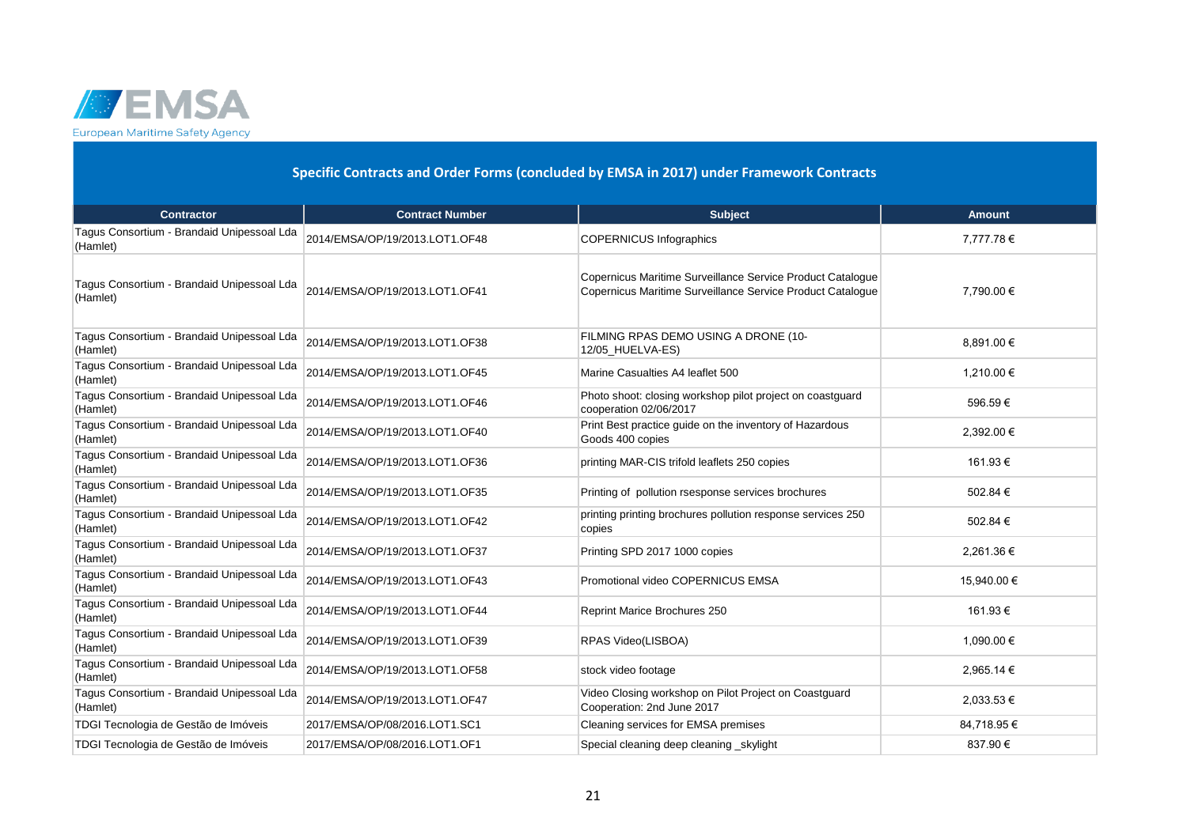## Specific Contracts and Order Forms (concluded by EMSA in 2017) under Framework Contracts

| Contractor | Contract Number | Subject | Amount |
|---|---|---|---|
| Tagus Consortium - Brandaid Unipessoal Lda (Hamlet) | 2014/EMSA/OP/19/2013.LOT1.OF48 | COPERNICUS Infographics | 7,777.78 € |
| Tagus Consortium - Brandaid Unipessoal Lda (Hamlet) | 2014/EMSA/OP/19/2013.LOT1.OF41 | Copernicus Maritime Surveillance Service Product Catalogue Copernicus Maritime Surveillance Service Product Catalogue | 7,790.00 € |
| Tagus Consortium - Brandaid Unipessoal Lda (Hamlet) | 2014/EMSA/OP/19/2013.LOT1.OF38 | FILMING RPAS DEMO USING A DRONE (10-12/05_HUELVA-ES) | 8,891.00 € |
| Tagus Consortium - Brandaid Unipessoal Lda (Hamlet) | 2014/EMSA/OP/19/2013.LOT1.OF45 | Marine Casualties A4 leaflet 500 | 1,210.00 € |
| Tagus Consortium - Brandaid Unipessoal Lda (Hamlet) | 2014/EMSA/OP/19/2013.LOT1.OF46 | Photo shoot: closing workshop pilot project on coastguard cooperation 02/06/2017 | 596.59 € |
| Tagus Consortium - Brandaid Unipessoal Lda (Hamlet) | 2014/EMSA/OP/19/2013.LOT1.OF40 | Print Best practice guide on the inventory of Hazardous Goods 400 copies | 2,392.00 € |
| Tagus Consortium - Brandaid Unipessoal Lda (Hamlet) | 2014/EMSA/OP/19/2013.LOT1.OF36 | printing MAR-CIS trifold leaflets 250 copies | 161.93 € |
| Tagus Consortium - Brandaid Unipessoal Lda (Hamlet) | 2014/EMSA/OP/19/2013.LOT1.OF35 | Printing of pollution rsesponse services brochures | 502.84 € |
| Tagus Consortium - Brandaid Unipessoal Lda (Hamlet) | 2014/EMSA/OP/19/2013.LOT1.OF42 | printing printing brochures pollution response services 250 copies | 502.84 € |
| Tagus Consortium - Brandaid Unipessoal Lda (Hamlet) | 2014/EMSA/OP/19/2013.LOT1.OF37 | Printing SPD 2017 1000 copies | 2,261.36 € |
| Tagus Consortium - Brandaid Unipessoal Lda (Hamlet) | 2014/EMSA/OP/19/2013.LOT1.OF43 | Promotional video COPERNICUS EMSA | 15,940.00 € |
| Tagus Consortium - Brandaid Unipessoal Lda (Hamlet) | 2014/EMSA/OP/19/2013.LOT1.OF44 | Reprint Marice Brochures 250 | 161.93 € |
| Tagus Consortium - Brandaid Unipessoal Lda (Hamlet) | 2014/EMSA/OP/19/2013.LOT1.OF39 | RPAS Video(LISBOA) | 1,090.00 € |
| Tagus Consortium - Brandaid Unipessoal Lda (Hamlet) | 2014/EMSA/OP/19/2013.LOT1.OF58 | stock video footage | 2,965.14 € |
| Tagus Consortium - Brandaid Unipessoal Lda (Hamlet) | 2014/EMSA/OP/19/2013.LOT1.OF47 | Video Closing workshop on Pilot Project on Coastguard Cooperation: 2nd June 2017 | 2,033.53 € |
| TDGI Tecnologia de Gestão de Imóveis | 2017/EMSA/OP/08/2016.LOT1.SC1 | Cleaning services for EMSA premises | 84,718.95 € |
| TDGI Tecnologia de Gestão de Imóveis | 2017/EMSA/OP/08/2016.LOT1.OF1 | Special cleaning deep cleaning _skylight | 837.90 € |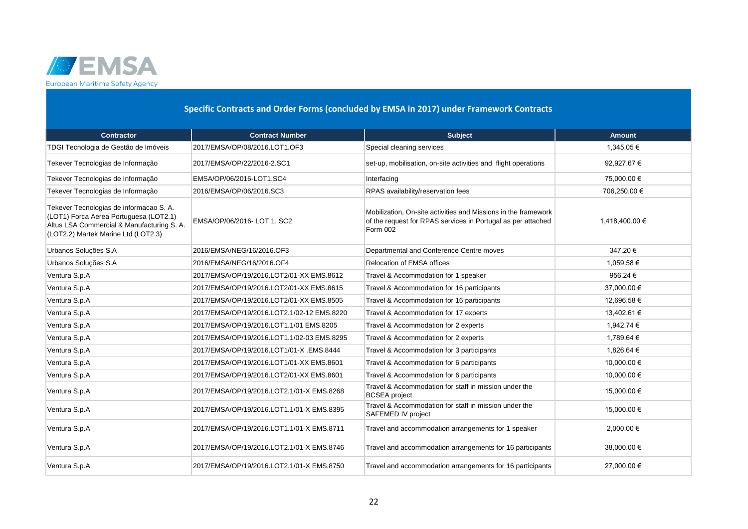EMSA
European Maritime Safety Agency

## Specific Contracts and Order Forms (concluded by EMSA in 2017) under Framework Contracts

| Contractor | Contract Number | Subject | Amount |
|---|---|---|---|
| TDGI Tecnologia de Gestão de Imóveis | 2017/EMSA/OP/08/2016.LOT1.OF3 | Special cleaning services | 1,345.05 € |
| Tekever Tecnologias de Informação | 2017/EMSA/OP/22/2016-2.SC1 | set-up, mobilisation, on-site activities and flight operations | 92,927.67 € |
| Tekever Tecnologias de Informação | EMSA/OP/06/2016-LOT1.SC4 | Interfacing | 75,000.00 € |
| Tekever Tecnologias de Informação | 2016/EMSA/OP/06/2016.SC3 | RPAS availability/reservation fees | 706,250.00 € |
| Tekever Tecnologias de informacao S. A. (LOT1) Forca Aerea Portuguesa (LOT2.1) Altus LSA Commercial & Manufacturing S. A. (LOT2.2) Martek Marine Ltd (LOT2.3) | EMSA/OP/06/2016- LOT 1. SC2 | Mobilization, On-site activities and Missions in the framework of the request for RPAS services in Portugal as per attached Form 002 | 1,418,400.00 € |
| Urbanos Soluções S.A | 2016/EMSA/NEG/16/2016.OF3 | Departmental and Conference Centre moves | 347.20 € |
| Urbanos Soluções S.A | 2016/EMSA/NEG/16/2016.OF4 | Relocation of EMSA offices | 1,059.58 € |
| Ventura S.p.A | 2017/EMSA/OP/19/2016.LOT2/01-XX EMS.8612 | Travel & Accommodation for 1 speaker | 956.24 € |
| Ventura S.p.A | 2017/EMSA/OP/19/2016.LOT2/01-XX EMS.8615 | Travel & Accommodation for 16 participants | 37,000.00 € |
| Ventura S.p.A | 2017/EMSA/OP/19/2016.LOT2/01-XX EMS.8505 | Travel & Accommodation for 16 participants | 12,696.58 € |
| Ventura S.p.A | 2017/EMSA/OP/19/2016.LOT2.1/02-12 EMS.8220 | Travel & Accommodation for 17 experts | 13,402.61 € |
| Ventura S.p.A | 2017/EMSA/OP/19/2016.LOT1.1/01 EMS.8205 | Travel & Accommodation for 2 experts | 1,942.74 € |
| Ventura S.p.A | 2017/EMSA/OP/19/2016.LOT1.1/02-03 EMS.8295 | Travel & Accommodation for 2 experts | 1,789.64 € |
| Ventura S.p.A | 2017/EMSA/OP/19/2016.LOT1/01-X .EMS.8444 | Travel & Accommodation for 3 participants | 1,826.64 € |
| Ventura S.p.A | 2017/EMSA/OP/19/2016.LOT1/01-XX EMS.8601 | Travel & Accommodation for 6 participants | 10,000.00 € |
| Ventura S.p.A | 2017/EMSA/OP/19/2016.LOT2/01-XX EMS.8601 | Travel & Accommodation for 6 participants | 10,000.00 € |
| Ventura S.p.A | 2017/EMSA/OP/19/2016.LOT2.1/01-X EMS.8268 | Travel & Accommodation for staff in mission under the BCSEA project | 15,000.00 € |
| Ventura S.p.A | 2017/EMSA/OP/19/2016.LOT1.1/01-X EMS.8395 | Travel & Accommodation for staff in mission under the SAFEMED IV project | 15,000.00 € |
| Ventura S.p.A | 2017/EMSA/OP/19/2016.LOT1.1/01-X EMS.8711 | Travel and accommodation arrangements for 1 speaker | 2,000.00 € |
| Ventura S.p.A | 2017/EMSA/OP/19/2016.LOT2.1/01-X EMS.8746 | Travel and accommodation arrangements for 16 participants | 38,000.00 € |
| Ventura S.p.A | 2017/EMSA/OP/19/2016.LOT2.1/01-X EMS.8750 | Travel and accommodation arrangements for 16 participants | 27,000.00 € |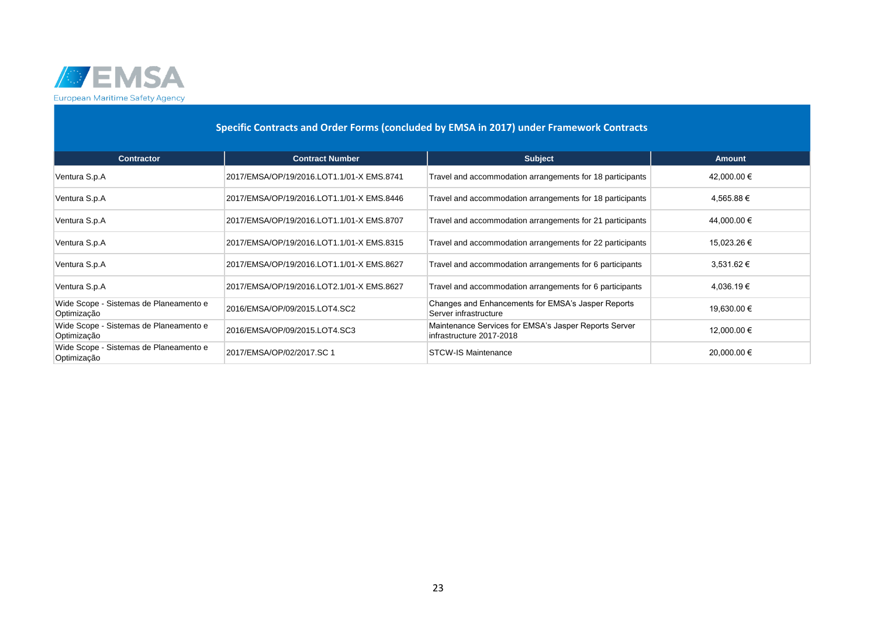EMSA

European Maritime Safety Agency

## Specific Contracts and Order Forms (concluded by EMSA in 2017) under Framework Contracts

| Contractor | Contract Number | Subject | Amount |
|---|---|---|---|
| Ventura S.p.A | 2017/EMSA/OP/19/2016.LOT1.1/01-X EMS.8741 | Travel and accommodation arrangements for 18 participants | 42,000.00 € |
| Ventura S.p.A | 2017/EMSA/OP/19/2016.LOT1.1/01-X EMS.8446 | Travel and accommodation arrangements for 18 participants | 4,565.88 € |
| Ventura S.p.A | 2017/EMSA/OP/19/2016.LOT1.1/01-X EMS.8707 | Travel and accommodation arrangements for 21 participants | 44,000.00 € |
| Ventura S.p.A | 2017/EMSA/OP/19/2016.LOT1.1/01-X EMS.8315 | Travel and accommodation arrangements for 22 participants | 15,023.26 € |
| Ventura S.p.A | 2017/EMSA/OP/19/2016.LOT1.1/01-X EMS.8627 | Travel and accommodation arrangements for 6 participants | 3,531.62 € |
| Ventura S.p.A | 2017/EMSA/OP/19/2016.LOT2.1/01-X EMS.8627 | Travel and accommodation arrangements for 6 participants | 4,036.19 € |
| Wide Scope - Sistemas de Planeamento e Optimização | 2016/EMSA/OP/09/2015.LOT4.SC2 | Changes and Enhancements for EMSA's Jasper Reports Server infrastructure | 19,630.00 € |
| Wide Scope - Sistemas de Planeamento e Optimização | 2016/EMSA/OP/09/2015.LOT4.SC3 | Maintenance Services for EMSA's Jasper Reports Server infrastructure 2017-2018 | 12,000.00 € |
| Wide Scope - Sistemas de Planeamento e Optimização | 2017/EMSA/OP/02/2017.SC 1 | STCW-IS Maintenance | 20,000.00 € |